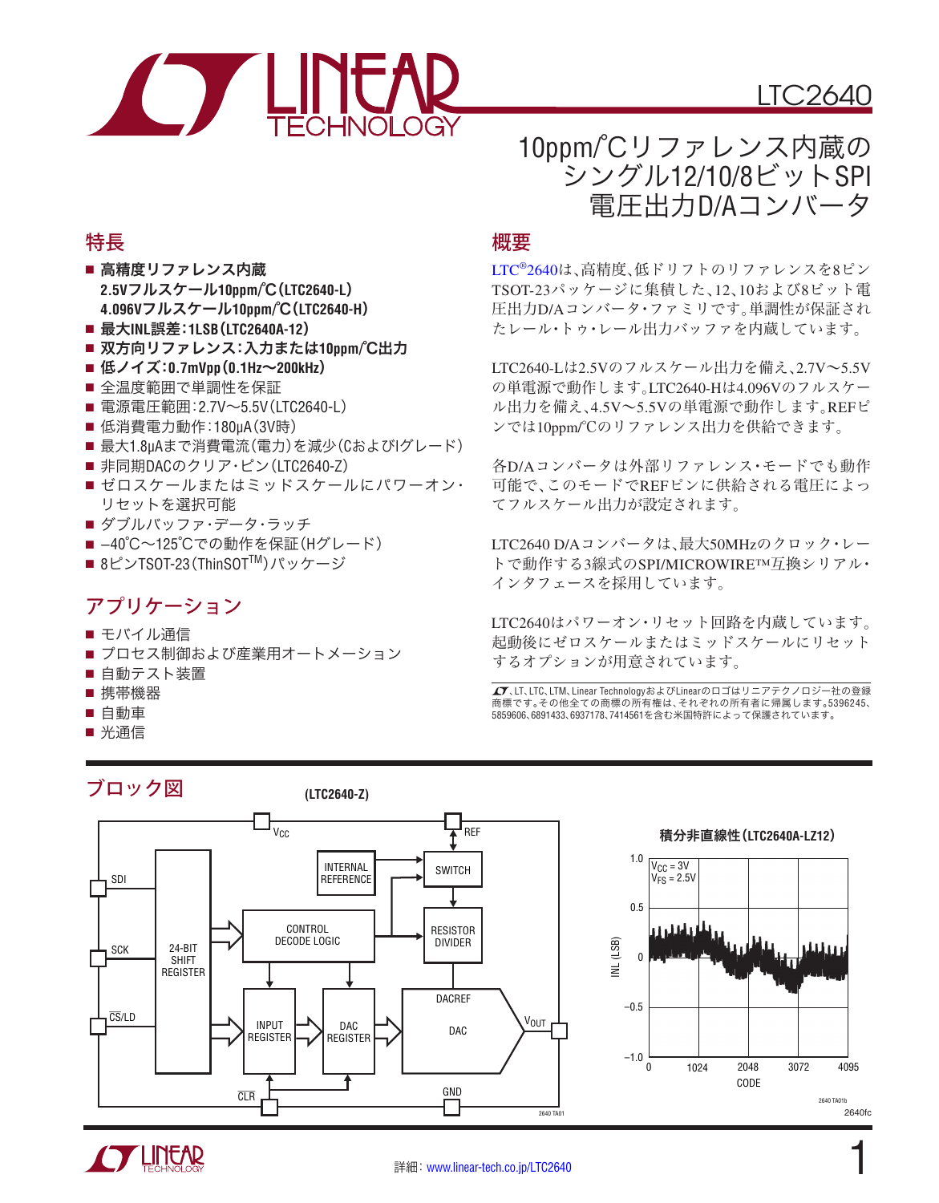# LTC2640

## 10ppm/°Cリファレンス内蔵のシングル12/10/8ビットSPI電圧出力D/Aコンバータ

## 特長

- **高精度リファレンス内蔵**
  **2.5Vフルスケール10ppm/°C(LTC2640-L)**
  **4.096Vフルスケール10ppm/°C(LTC2640-H)**
- **最大INL誤差:1LSB(LTC2640A-12)**
- **双方向リファレンス:入力または10ppm/°C出力**
- **低ノイズ:0.7mVpp(0.1Hz~200kHz)**
- 全温度範囲で単調性を保証
- 電源電圧範囲:2.7V~5.5V(LTC2640-L)
- 低消費電力動作:180μA(3V時)
- 最大1.8μAまで消費電流(電力)を減少(CおよびIグレード)
- 非同期DACのクリア・ピン(LTC2640-Z)
- ゼロスケールまたはミッドスケールにパワーオン・リセットを選択可能
- ダブルバッファ・データ・ラッチ
- –40°C~125°Cでの動作を保証(Hグレード)
- 8ピンTSOT-23(ThinSOT™)パッケージ

## アプリケーション

- モバイル通信
- プロセス制御および産業用オートメーション
- 自動テスト装置
- 携帯機器
- 自動車
- 光通信

## 概要

LTC®2640は、高精度、低ドリフトのリファレンスを8ピンTSOT-23パッケージに集積した、12、10および8ビット電圧出力D/Aコンバータ・ファミリです。単調性が保証されたレール・トゥ・レール出力バッファを内蔵しています。

LTC2640-Lは2.5Vのフルスケール出力を備え、2.7V~5.5Vの単電源で動作します。LTC2640-Hは4.096Vのフルスケール出力を備え、4.5V~5.5Vの単電源で動作します。REFピンでは10ppm/°Cのリファレンス出力を供給できます。

各D/Aコンバータは外部リファレンス・モードでも動作可能で、このモードでREFピンに供給される電圧によってフルスケール出力が設定されます。

LTC2640 D/Aコンバータは、最大50MHzのクロック・レートで動作する3線式のSPI/MICROWIRE™互換シリアル・インタフェースを採用しています。

LTC2640はパワーオン・リセット回路を内蔵しています。起動後にゼロスケールまたはミッドスケールにリセットするオプションが用意されています。

LT、LTC、LTM、Linear TechnologyおよびLinearのロゴはリニアテクノロジー社の登録商標です。その他全ての商標の所有権は、それぞれの所有者に帰属します。5396245、5859606、6891433、6937178、7414561を含む米国特許によって保護されています。

## ブロック図

(LTC2640-Z)

積分非直線性(LTC2640A-LZ12)

詳細:www.linear-tech.co.jp/LTC2640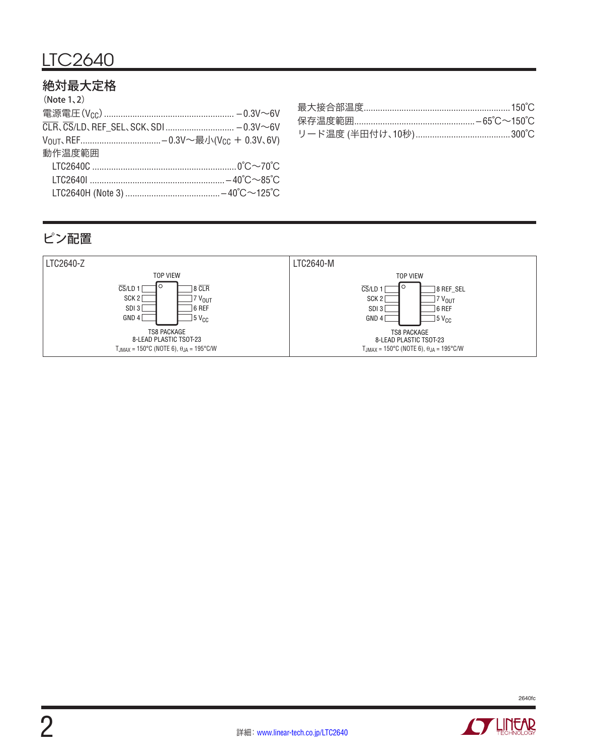## 絶対最大定格

(Note 1、2)

電源電圧 ($V_{CC}$) ........................................................ –0.3V～6V
$\overline{CLR}$、$\overline{CS}$/LD、REF_SEL、SCK、SDI ............................ –0.3V～6V
$V_{OUT}$、REF .................................. –0.3V～最小($V_{CC}$ + 0.3V、6V)
動作温度範囲
　LTC2640C ............................................................ 0°C～70°C
　LTC2640I ......................................................... –40°C～85°C
　LTC2640H (Note 3) ........................................ –40°C～125°C

最大接合部温度 ............................................................. 150°C
保存温度範囲 .................................................. –65°C～150°C
リード温度 (半田付け、10秒) ........................................ 300°C

## ピン配置

| LTC2640-Z | LTC2640-M |
|---|---|
| TOP VIEW | TOP VIEW |
| $\overline{CS}$/LD 1 / 8 $\overline{CLR}$ | $\overline{CS}$/LD 1 / 8 REF_SEL |
| SCK 2 / 7 $V_{OUT}$ | SCK 2 / 7 $V_{OUT}$ |
| SDI 3 / 6 REF | SDI 3 / 6 REF |
| GND 4 / 5 $V_{CC}$ | GND 4 / 5 $V_{CC}$ |
| TS8 PACKAGE 8-LEAD PLASTIC TSOT-23 | TS8 PACKAGE 8-LEAD PLASTIC TSOT-23 |
| $T_{JMAX}$ = 150°C (NOTE 6), $\theta_{JA}$ = 195°C/W | $T_{JMAX}$ = 150°C (NOTE 6), $\theta_{JA}$ = 195°C/W |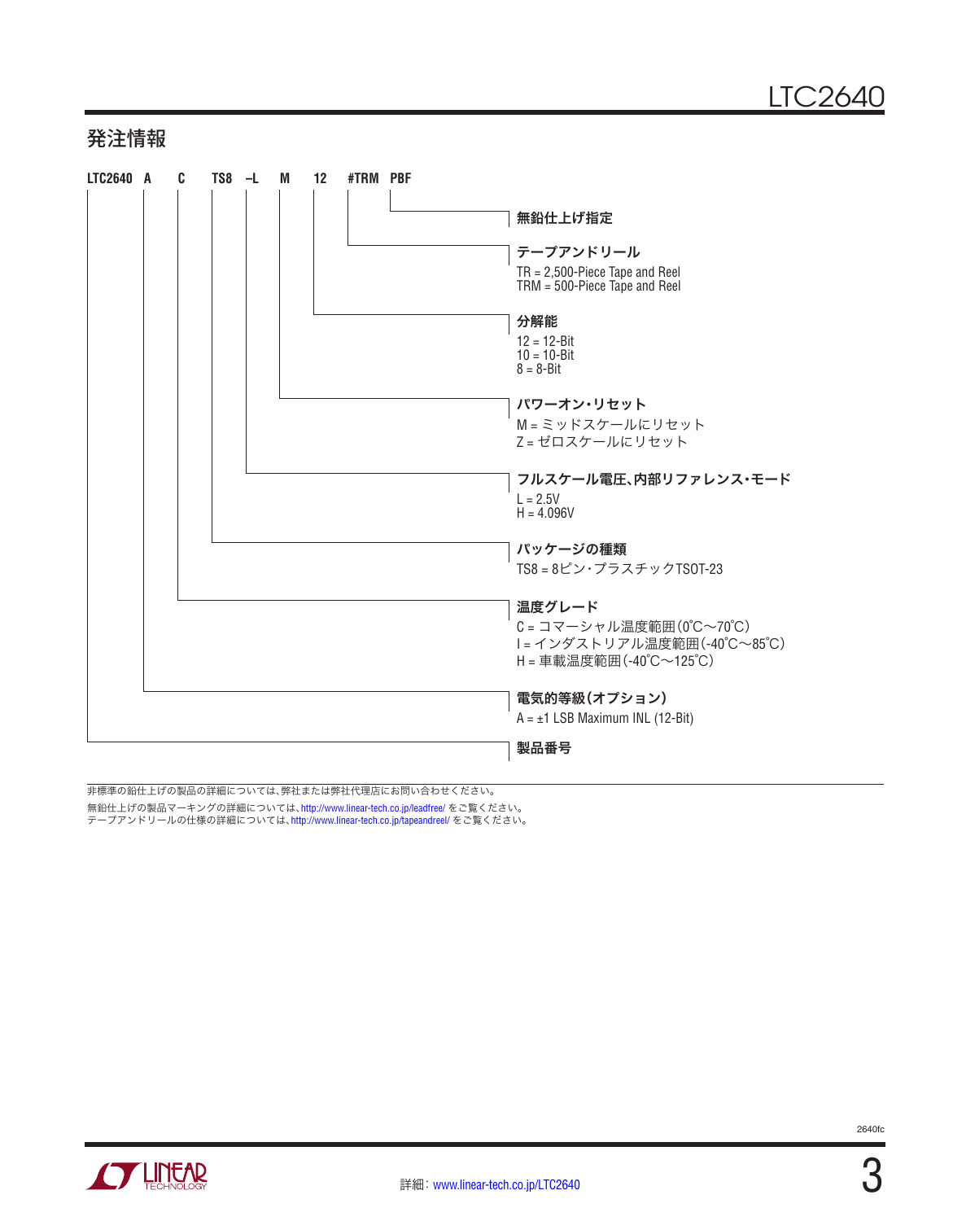## 発注情報

**LTC2640 A C TS8 –L M 12 #TRM PBF**

- **PBF** — **無鉛仕上げ指定**
- **#TRM** — **テープアンドリール**
  - TR = 2,500-Piece Tape and Reel
  - TRM = 500-Piece Tape and Reel
- **12** — **分解能**
  - 12 = 12-Bit
  - 10 = 10-Bit
  - 8 = 8-Bit
- **M** — **パワーオン・リセット**
  - M = ミッドスケールにリセット
  - Z = ゼロスケールにリセット
- **–L** — **フルスケール電圧、内部リファレンス・モード**
  - L = 2.5V
  - H = 4.096V
- **TS8** — **パッケージの種類**
  - TS8 = 8ピン・プラスチックTSOT-23
- **C** — **温度グレード**
  - C = コマーシャル温度範囲(0°C～70°C)
  - I = インダストリアル温度範囲(-40°C～85°C)
  - H = 車載温度範囲(-40°C～125°C)
- **A** — **電気的等級(オプション)**
  - A = ±1 LSB Maximum INL (12-Bit)
- **LTC2640** — **製品番号**

非標準の鉛仕上げの製品の詳細については、弊社または弊社代理店にお問い合わせください。

無鉛仕上げの製品マーキングの詳細については、http://www.linear-tech.co.jp/leadfree/ をご覧ください。
テープアンドリールの仕様の詳細については、http://www.linear-tech.co.jp/tapeandreel/ をご覧ください。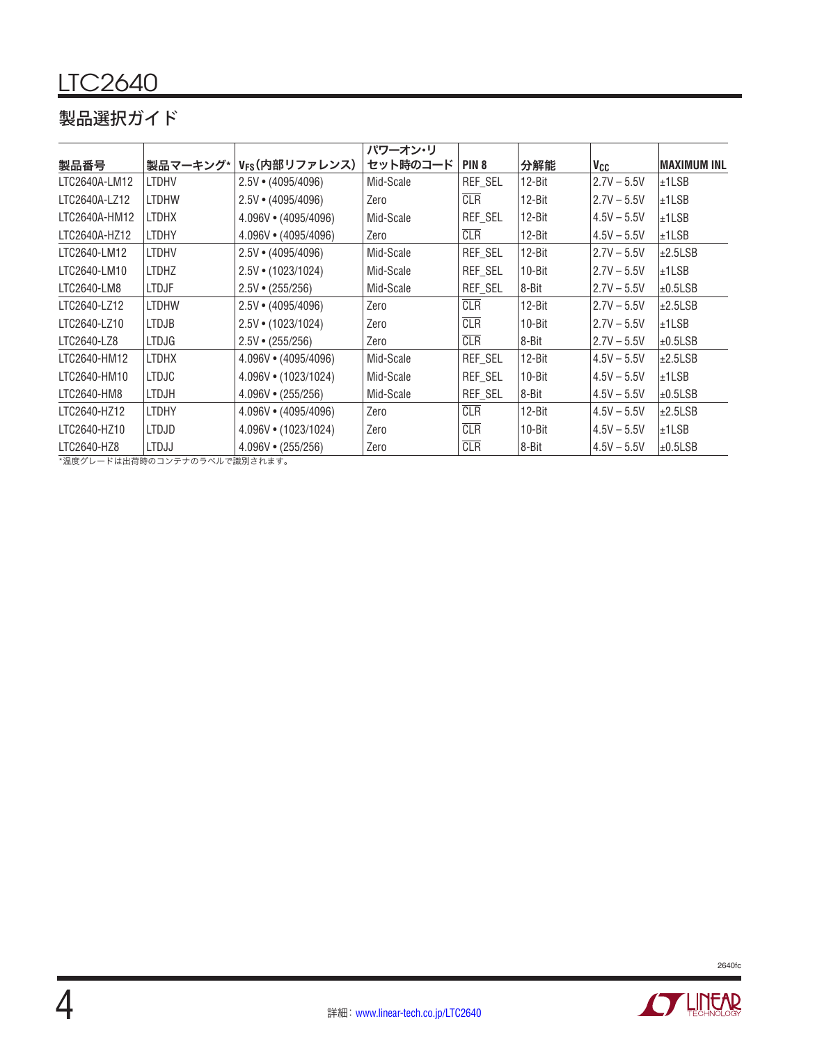## 製品選択ガイド

| 製品番号 | 製品マーキング* | $V_{FS}$(内部リファレンス) | パワーオン・リセット時のコード | PIN 8 | 分解能 | $V_{CC}$ | MAXIMUM INL |
|---|---|---|---|---|---|---|---|
| LTC2640A-LM12 | LTDHV | 2.5V • (4095/4096) | Mid-Scale | REF_SEL | 12-Bit | 2.7V – 5.5V | ±1LSB |
| LTC2640A-LZ12 | LTDHW | 2.5V • (4095/4096) | Zero | $\overline{CLR}$ | 12-Bit | 2.7V – 5.5V | ±1LSB |
| LTC2640A-HM12 | LTDHX | 4.096V • (4095/4096) | Mid-Scale | REF_SEL | 12-Bit | 4.5V – 5.5V | ±1LSB |
| LTC2640A-HZ12 | LTDHY | 4.096V • (4095/4096) | Zero | $\overline{CLR}$ | 12-Bit | 4.5V – 5.5V | ±1LSB |
| LTC2640-LM12 | LTDHV | 2.5V • (4095/4096) | Mid-Scale | REF_SEL | 12-Bit | 2.7V – 5.5V | ±2.5LSB |
| LTC2640-LM10 | LTDHZ | 2.5V • (1023/1024) | Mid-Scale | REF_SEL | 10-Bit | 2.7V – 5.5V | ±1LSB |
| LTC2640-LM8 | LTDJF | 2.5V • (255/256) | Mid-Scale | REF_SEL | 8-Bit | 2.7V – 5.5V | ±0.5LSB |
| LTC2640-LZ12 | LTDHW | 2.5V • (4095/4096) | Zero | $\overline{CLR}$ | 12-Bit | 2.7V – 5.5V | ±2.5LSB |
| LTC2640-LZ10 | LTDJB | 2.5V • (1023/1024) | Zero | $\overline{CLR}$ | 10-Bit | 2.7V – 5.5V | ±1LSB |
| LTC2640-LZ8 | LTDJG | 2.5V • (255/256) | Zero | $\overline{CLR}$ | 8-Bit | 2.7V – 5.5V | ±0.5LSB |
| LTC2640-HM12 | LTDHX | 4.096V • (4095/4096) | Mid-Scale | REF_SEL | 12-Bit | 4.5V – 5.5V | ±2.5LSB |
| LTC2640-HM10 | LTDJC | 4.096V • (1023/1024) | Mid-Scale | REF_SEL | 10-Bit | 4.5V – 5.5V | ±1LSB |
| LTC2640-HM8 | LTDJH | 4.096V • (255/256) | Mid-Scale | REF_SEL | 8-Bit | 4.5V – 5.5V | ±0.5LSB |
| LTC2640-HZ12 | LTDHY | 4.096V • (4095/4096) | Zero | $\overline{CLR}$ | 12-Bit | 4.5V – 5.5V | ±2.5LSB |
| LTC2640-HZ10 | LTDJD | 4.096V • (1023/1024) | Zero | $\overline{CLR}$ | 10-Bit | 4.5V – 5.5V | ±1LSB |
| LTC2640-HZ8 | LTDJJ | 4.096V • (255/256) | Zero | $\overline{CLR}$ | 8-Bit | 4.5V – 5.5V | ±0.5LSB |

*温度グレードは出荷時のコンテナのラベルで識別されます。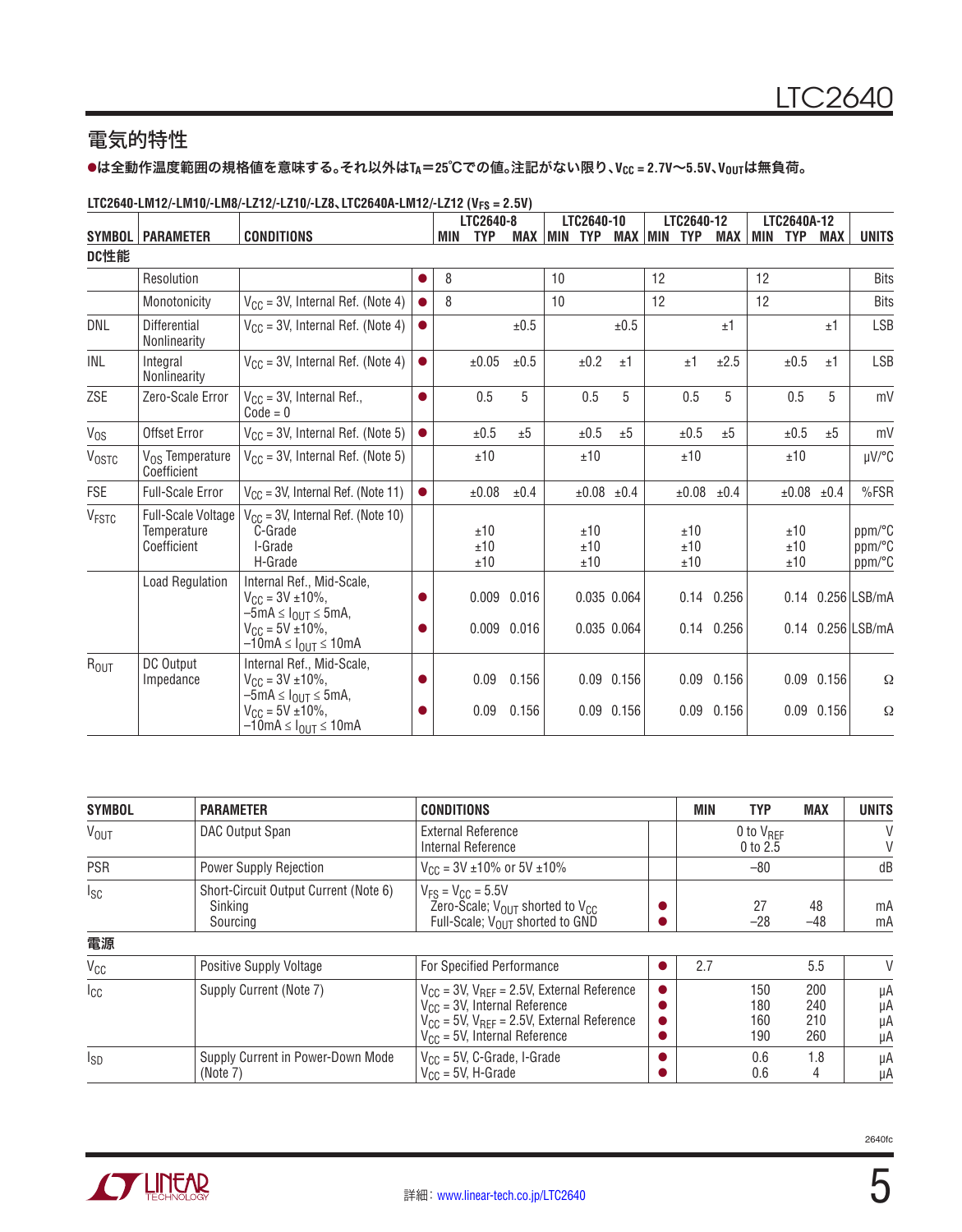## 電気的特性

●は全動作温度範囲の規格値を意味する。それ以外は$T_A$＝25°Cでの値。注記がない限り、$V_{CC}$ = 2.7V～5.5V、$V_{OUT}$は無負荷。

**LTC2640-LM12/-LM10/-LM8/-LZ12/-LZ10/-LZ8、LTC2640A-LM12/-LZ12 ($V_{FS}$ = 2.5V)**

| SYMBOL | PARAMETER | CONDITIONS | | LTC2640-8 MIN | LTC2640-8 TYP | LTC2640-8 MAX | LTC2640-10 MIN | LTC2640-10 TYP | LTC2640-10 MAX | LTC2640-12 MIN | LTC2640-12 TYP | LTC2640-12 MAX | LTC2640A-12 MIN | LTC2640A-12 TYP | LTC2640A-12 MAX | UNITS |
|---|---|---|---|---|---|---|---|---|---|---|---|---|---|---|---|---|
| **DC性能** | | | | | | | | | | | | | | | | |
| | Resolution | | ● | 8 | | | 10 | | | 12 | | | 12 | | | Bits |
| | Monotonicity | $V_{CC}$ = 3V, Internal Ref. (Note 4) | ● | 8 | | | 10 | | | 12 | | | 12 | | | Bits |
| DNL | Differential Nonlinearity | $V_{CC}$ = 3V, Internal Ref. (Note 4) | ● | | | ±0.5 | | | ±0.5 | | | ±1 | | | ±1 | LSB |
| INL | Integral Nonlinearity | $V_{CC}$ = 3V, Internal Ref. (Note 4) | ● | | ±0.05 | ±0.5 | | ±0.2 | ±1 | | ±1 | ±2.5 | | ±0.5 | ±1 | LSB |
| ZSE | Zero-Scale Error | $V_{CC}$ = 3V, Internal Ref., Code = 0 | ● | | 0.5 | 5 | | 0.5 | 5 | | 0.5 | 5 | | 0.5 | 5 | mV |
| $V_{OS}$ | Offset Error | $V_{CC}$ = 3V, Internal Ref. (Note 5) | ● | | ±0.5 | ±5 | | ±0.5 | ±5 | | ±0.5 | ±5 | | ±0.5 | ±5 | mV |
| $V_{OSTC}$ | $V_{OS}$ Temperature Coefficient | $V_{CC}$ = 3V, Internal Ref. (Note 5) | | | ±10 | | | ±10 | | | ±10 | | | ±10 | | µV/°C |
| FSE | Full-Scale Error | $V_{CC}$ = 3V, Internal Ref. (Note 11) | ● | | ±0.08 | ±0.4 | | ±0.08 | ±0.4 | | ±0.08 | ±0.4 | | ±0.08 | ±0.4 | %FSR |
| $V_{FSTC}$ | Full-Scale Voltage Temperature Coefficient | $V_{CC}$ = 3V, Internal Ref. (Note 10)<br>C-Grade<br>I-Grade<br>H-Grade | | | <br>±10<br>±10<br>±10 | | | <br>±10<br>±10<br>±10 | | | <br>±10<br>±10<br>±10 | | | <br>±10<br>±10<br>±10 | | <br>ppm/°C<br>ppm/°C<br>ppm/°C |
| | Load Regulation | Internal Ref., Mid-Scale, $V_{CC}$ = 3V ±10%, –5mA ≤ $I_{OUT}$ ≤ 5mA, | ● | | 0.009 | 0.016 | | 0.035 | 0.064 | | 0.14 | 0.256 | | 0.14 | 0.256 | LSB/mA |
| | | $V_{CC}$ = 5V ±10%, –10mA ≤ $I_{OUT}$ ≤ 10mA | ● | | 0.009 | 0.016 | | 0.035 | 0.064 | | 0.14 | 0.256 | | 0.14 | 0.256 | LSB/mA |
| $R_{OUT}$ | DC Output Impedance | Internal Ref., Mid-Scale, $V_{CC}$ = 3V ±10%, –5mA ≤ $I_{OUT}$ ≤ 5mA, | ● | | 0.09 | 0.156 | | 0.09 | 0.156 | | 0.09 | 0.156 | | 0.09 | 0.156 | Ω |
| | | $V_{CC}$ = 5V ±10%, –10mA ≤ $I_{OUT}$ ≤ 10mA | ● | | 0.09 | 0.156 | | 0.09 | 0.156 | | 0.09 | 0.156 | | 0.09 | 0.156 | Ω |

| SYMBOL | PARAMETER | CONDITIONS | | MIN | TYP | MAX | UNITS |
|---|---|---|---|---|---|---|---|
| $V_{OUT}$ | DAC Output Span | External Reference<br>Internal Reference | | | 0 to $V_{REF}$<br>0 to 2.5 | | V<br>V |
| PSR | Power Supply Rejection | $V_{CC}$ = 3V ±10% or 5V ±10% | | | –80 | | dB |
| $I_{SC}$ | Short-Circuit Output Current (Note 6)<br>Sinking<br>Sourcing | $V_{FS}$ = $V_{CC}$ = 5.5V<br>Zero-Scale; $V_{OUT}$ shorted to $V_{CC}$<br>Full-Scale; $V_{OUT}$ shorted to GND | <br>●<br>● | | <br>27<br>–28 | <br>48<br>–48 | <br>mA<br>mA |
| **電源** | | | | | | | |
| $V_{CC}$ | Positive Supply Voltage | For Specified Performance | ● | 2.7 | | 5.5 | V |
| $I_{CC}$ | Supply Current (Note 7) | $V_{CC}$ = 3V, $V_{REF}$ = 2.5V, External Reference<br>$V_{CC}$ = 3V, Internal Reference<br>$V_{CC}$ = 5V, $V_{REF}$ = 2.5V, External Reference<br>$V_{CC}$ = 5V, Internal Reference | ●<br>●<br>●<br>● | | 150<br>180<br>160<br>190 | 200<br>240<br>210<br>260 | µA<br>µA<br>µA<br>µA |
| $I_{SD}$ | Supply Current in Power-Down Mode (Note 7) | $V_{CC}$ = 5V, C-Grade, I-Grade<br>$V_{CC}$ = 5V, H-Grade | ●<br>● | | 0.6<br>0.6 | 1.8<br>4 | µA<br>µA |

詳細：www.linear-tech.co.jp/LTC2640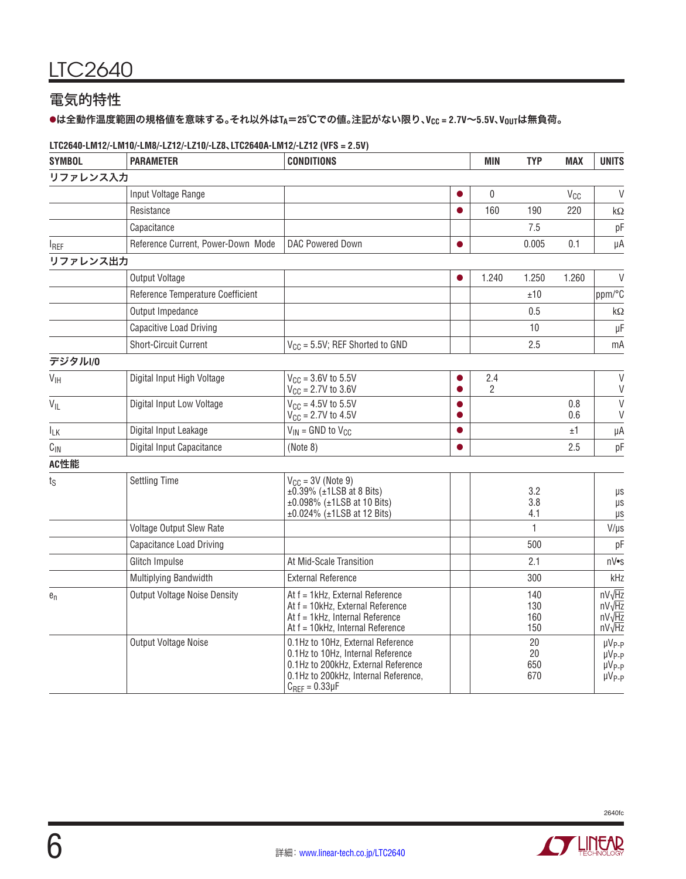## 電気的特性

●は全動作温度範囲の規格値を意味する。それ以外は$T_A$＝25°Cでの値。注記がない限り、$V_{CC}$ = 2.7V～5.5V、$V_{OUT}$は無負荷。

**LTC2640-LM12/-LM10/-LM8/-LZ12/-LZ10/-LZ8、LTC2640A-LM12/-LZ12 (VFS = 2.5V)**

| SYMBOL | PARAMETER | CONDITIONS | | MIN | TYP | MAX | UNITS |
|---|---|---|---|---|---|---|---|
| **リファレンス入力** | | | | | | | |
| | Input Voltage Range | | ● | 0 | | $V_{CC}$ | V |
| | Resistance | | ● | 160 | 190 | 220 | kΩ |
| | Capacitance | | | | 7.5 | | pF |
| $I_{REF}$ | Reference Current, Power-Down Mode | DAC Powered Down | ● | | 0.005 | 0.1 | µA |
| **リファレンス出力** | | | | | | | |
| | Output Voltage | | ● | 1.240 | 1.250 | 1.260 | V |
| | Reference Temperature Coefficient | | | | ±10 | | ppm/°C |
| | Output Impedance | | | | 0.5 | | kΩ |
| | Capacitive Load Driving | | | | 10 | | µF |
| | Short-Circuit Current | $V_{CC}$ = 5.5V; REF Shorted to GND | | | 2.5 | | mA |
| **デジタルI/O** | | | | | | | |
| $V_{IH}$ | Digital Input High Voltage | $V_{CC}$ = 3.6V to 5.5V<br>$V_{CC}$ = 2.7V to 3.6V | ●<br>● | 2.4<br>2 | | | V<br>V |
| $V_{IL}$ | Digital Input Low Voltage | $V_{CC}$ = 4.5V to 5.5V<br>$V_{CC}$ = 2.7V to 4.5V | ●<br>● | | | 0.8<br>0.6 | V<br>V |
| $I_{LK}$ | Digital Input Leakage | $V_{IN}$ = GND to $V_{CC}$ | ● | | | ±1 | µA |
| $C_{IN}$ | Digital Input Capacitance | (Note 8) | ● | | | 2.5 | pF |
| **AC性能** | | | | | | | |
| $t_S$ | Settling Time | $V_{CC}$ = 3V (Note 9)<br>±0.39% (±1LSB at 8 Bits)<br>±0.098% (±1LSB at 10 Bits)<br>±0.024% (±1LSB at 12 Bits) | | | <br>3.2<br>3.8<br>4.1 | | <br>µs<br>µs<br>µs |
| | Voltage Output Slew Rate | | | | 1 | | V/µs |
| | Capacitance Load Driving | | | | 500 | | pF |
| | Glitch Impulse | At Mid-Scale Transition | | | 2.1 | | nV•s |
| | Multiplying Bandwidth | External Reference | | | 300 | | kHz |
| $e_n$ | Output Voltage Noise Density | At f = 1kHz, External Reference<br>At f = 10kHz, External Reference<br>At f = 1kHz, Internal Reference<br>At f = 10kHz, Internal Reference | | | 140<br>130<br>160<br>150 | | $nV/\sqrt{Hz}$<br>$nV/\sqrt{Hz}$<br>$nV/\sqrt{Hz}$<br>$nV/\sqrt{Hz}$ |
| | Output Voltage Noise | 0.1Hz to 10Hz, External Reference<br>0.1Hz to 10Hz, Internal Reference<br>0.1Hz to 200kHz, External Reference<br>0.1Hz to 200kHz, Internal Reference, $C_{REF}$ = 0.33µF | | | 20<br>20<br>650<br>670 | | $µV_{P-P}$<br>$µV_{P-P}$<br>$µV_{P-P}$<br>$µV_{P-P}$ |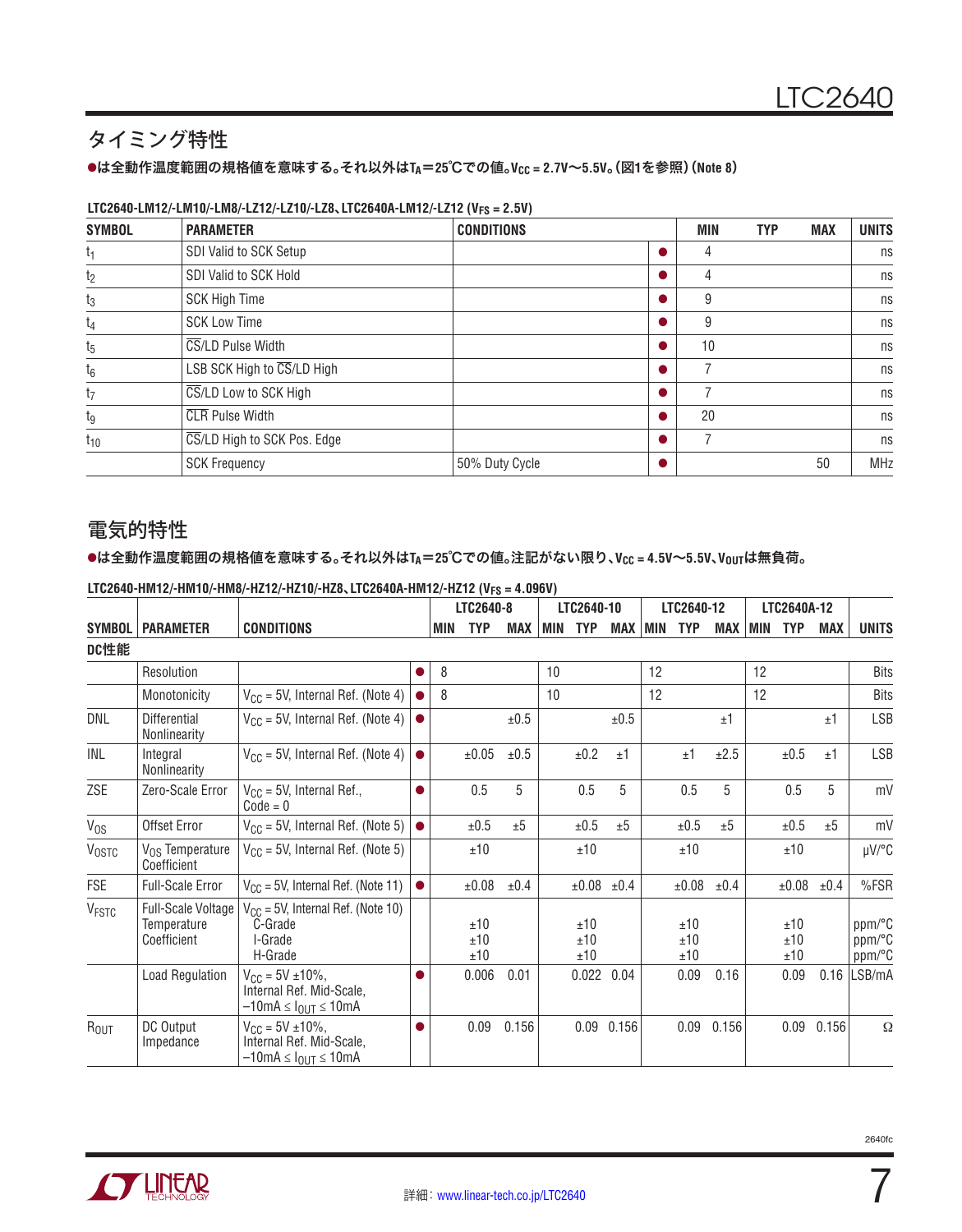## タイミング特性

●は全動作温度範囲の規格値を意味する。それ以外は$T_A$＝25℃での値。$V_{CC}$ = 2.7V～5.5V。(図1を参照) (Note 8)

**LTC2640-LM12/-LM10/-LM8/-LZ12/-LZ10/-LZ8、LTC2640A-LM12/-LZ12 ($V_{FS}$ = 2.5V)**

| SYMBOL | PARAMETER | CONDITIONS | | MIN | TYP | MAX | UNITS |
|---|---|---|---|---|---|---|---|
| $t_1$ | SDI Valid to SCK Setup | | ● | 4 | | | ns |
| $t_2$ | SDI Valid to SCK Hold | | ● | 4 | | | ns |
| $t_3$ | SCK High Time | | ● | 9 | | | ns |
| $t_4$ | SCK Low Time | | ● | 9 | | | ns |
| $t_5$ | $\overline{CS}$/LD Pulse Width | | ● | 10 | | | ns |
| $t_6$ | LSB SCK High to $\overline{CS}$/LD High | | ● | 7 | | | ns |
| $t_7$ | $\overline{CS}$/LD Low to SCK High | | ● | 7 | | | ns |
| $t_9$ | $\overline{CLR}$ Pulse Width | | ● | 20 | | | ns |
| $t_{10}$ | $\overline{CS}$/LD High to SCK Pos. Edge | | ● | 7 | | | ns |
| | SCK Frequency | 50% Duty Cycle | ● | | | 50 | MHz |

## 電気的特性

●は全動作温度範囲の規格値を意味する。それ以外は$T_A$＝25℃での値。注記がない限り、$V_{CC}$ = 4.5V～5.5V、$V_{OUT}$は無負荷。

**LTC2640-HM12/-HM10/-HM8/-HZ12/-HZ10/-HZ8、LTC2640A-HM12/-HZ12 ($V_{FS}$ = 4.096V)**

| | | | | LTC2640-8 | | | LTC2640-10 | | | LTC2640-12 | | | LTC2640A-12 | | | |
|---|---|---|---|---|---|---|---|---|---|---|---|---|---|---|---|---|
| SYMBOL | PARAMETER | CONDITIONS | | MIN | TYP | MAX | MIN | TYP | MAX | MIN | TYP | MAX | MIN | TYP | MAX | UNITS |
| **DC性能** | | | | | | | | | | | | | | | | |
| | Resolution | | ● | 8 | | | 10 | | | 12 | | | 12 | | | Bits |
| | Monotonicity | $V_{CC}$ = 5V, Internal Ref. (Note 4) | ● | 8 | | | 10 | | | 12 | | | 12 | | | Bits |
| DNL | Differential Nonlinearity | $V_{CC}$ = 5V, Internal Ref. (Note 4) | ● | | | ±0.5 | | | ±0.5 | | | ±1 | | | ±1 | LSB |
| INL | Integral Nonlinearity | $V_{CC}$ = 5V, Internal Ref. (Note 4) | ● | | ±0.05 | ±0.5 | | ±0.2 | ±1 | | ±1 | ±2.5 | | ±0.5 | ±1 | LSB |
| ZSE | Zero-Scale Error | $V_{CC}$ = 5V, Internal Ref., Code = 0 | ● | | 0.5 | 5 | | 0.5 | 5 | | 0.5 | 5 | | 0.5 | 5 | mV |
| $V_{OS}$ | Offset Error | $V_{CC}$ = 5V, Internal Ref. (Note 5) | ● | | ±0.5 | ±5 | | ±0.5 | ±5 | | ±0.5 | ±5 | | ±0.5 | ±5 | mV |
| $V_{OSTC}$ | $V_{OS}$ Temperature Coefficient | $V_{CC}$ = 5V, Internal Ref. (Note 5) | | | ±10 | | | ±10 | | | ±10 | | | ±10 | | μV/°C |
| FSE | Full-Scale Error | $V_{CC}$ = 5V, Internal Ref. (Note 11) | ● | | ±0.08 | ±0.4 | | ±0.08 | ±0.4 | | ±0.08 | ±0.4 | | ±0.08 | ±0.4 | %FSR |
| $V_{FSTC}$ | Full-Scale Voltage Temperature Coefficient | $V_{CC}$ = 5V, Internal Ref. (Note 10) C-Grade I-Grade H-Grade | | | ±10 ±10 ±10 | | | ±10 ±10 ±10 | | | ±10 ±10 ±10 | | | ±10 ±10 ±10 | | ppm/°C ppm/°C ppm/°C |
| | Load Regulation | $V_{CC}$ = 5V ±10%, Internal Ref. Mid-Scale, $-10mA \le I_{OUT} \le 10mA$ | ● | | 0.006 | 0.01 | | 0.022 | 0.04 | | 0.09 | 0.16 | | 0.09 | 0.16 | LSB/mA |
| $R_{OUT}$ | DC Output Impedance | $V_{CC}$ = 5V ±10%, Internal Ref. Mid-Scale, $-10mA \le I_{OUT} \le 10mA$ | ● | | 0.09 | 0.156 | | 0.09 | 0.156 | | 0.09 | 0.156 | | 0.09 | 0.156 | Ω |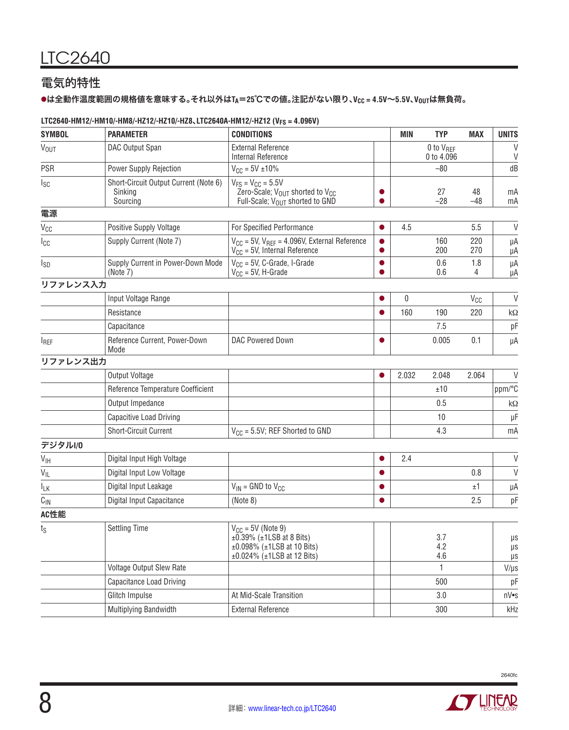## 電気的特性

●は全動作温度範囲の規格値を意味する。それ以外は$T_A$=25℃での値。注記がない限り、$V_{CC}$ = 4.5V～5.5V、$V_{OUT}$は無負荷。

**LTC2640-HM12/-HM10/-HM8/-HZ12/-HZ10/-HZ8、LTC2640A-HM12/-HZ12 ($V_{FS}$ = 4.096V)**

| SYMBOL | PARAMETER | CONDITIONS | | MIN | TYP | MAX | UNITS |
|---|---|---|---|---|---|---|---|
| $V_{OUT}$ | DAC Output Span | External Reference<br>Internal Reference | | | 0 to $V_{REF}$<br>0 to 4.096 | | V<br>V |
| PSR | Power Supply Rejection | $V_{CC}$ = 5V ±10% | | | –80 | | dB |
| $I_{SC}$ | Short-Circuit Output Current (Note 6)<br>Sinking<br>Sourcing | $V_{FS}$ = $V_{CC}$ = 5.5V<br>Zero-Scale; $V_{OUT}$ shorted to $V_{CC}$<br>Full-Scale; $V_{OUT}$ shorted to GND | <br>●<br>● | | <br>27<br>–28 | <br>48<br>–48 | <br>mA<br>mA |
| **電源** | | | | | | | |
| $V_{CC}$ | Positive Supply Voltage | For Specified Performance | ● | 4.5 | | 5.5 | V |
| $I_{CC}$ | Supply Current (Note 7) | $V_{CC}$ = 5V, $V_{REF}$ = 4.096V, External Reference<br>$V_{CC}$ = 5V, Internal Reference | ●<br>● | | 160<br>200 | 220<br>270 | µA<br>µA |
| $I_{SD}$ | Supply Current in Power-Down Mode (Note 7) | $V_{CC}$ = 5V, C-Grade, I-Grade<br>$V_{CC}$ = 5V, H-Grade | ●<br>● | | 0.6<br>0.6 | 1.8<br>4 | µA<br>µA |
| **リファレンス入力** | | | | | | | |
| | Input Voltage Range | | ● | 0 | | $V_{CC}$ | V |
| | Resistance | | ● | 160 | 190 | 220 | kΩ |
| | Capacitance | | | | 7.5 | | pF |
| $I_{REF}$ | Reference Current, Power-Down Mode | DAC Powered Down | ● | | 0.005 | 0.1 | µA |
| **リファレンス出力** | | | | | | | |
| | Output Voltage | | ● | 2.032 | 2.048 | 2.064 | V |
| | Reference Temperature Coefficient | | | | ±10 | | ppm/°C |
| | Output Impedance | | | | 0.5 | | kΩ |
| | Capacitive Load Driving | | | | 10 | | µF |
| | Short-Circuit Current | $V_{CC}$ = 5.5V; REF Shorted to GND | | | 4.3 | | mA |
| **デジタルI/O** | | | | | | | |
| $V_{IH}$ | Digital Input High Voltage | | ● | 2.4 | | | V |
| $V_{IL}$ | Digital Input Low Voltage | | ● | | | 0.8 | V |
| $I_{LK}$ | Digital Input Leakage | $V_{IN}$ = GND to $V_{CC}$ | ● | | | ±1 | µA |
| $C_{IN}$ | Digital Input Capacitance | (Note 8) | ● | | | 2.5 | pF |
| **AC性能** | | | | | | | |
| $t_S$ | Settling Time | $V_{CC}$ = 5V (Note 9)<br>±0.39% (±1LSB at 8 Bits)<br>±0.098% (±1LSB at 10 Bits)<br>±0.024% (±1LSB at 12 Bits) | | | <br>3.7<br>4.2<br>4.6 | | <br>µs<br>µs<br>µs |
| | Voltage Output Slew Rate | | | | 1 | | V/µs |
| | Capacitance Load Driving | | | | 500 | | pF |
| | Glitch Impulse | At Mid-Scale Transition | | | 3.0 | | nV•s |
| | Multiplying Bandwidth | External Reference | | | 300 | | kHz |

2640fc

詳細：www.linear-tech.co.jp/LTC2640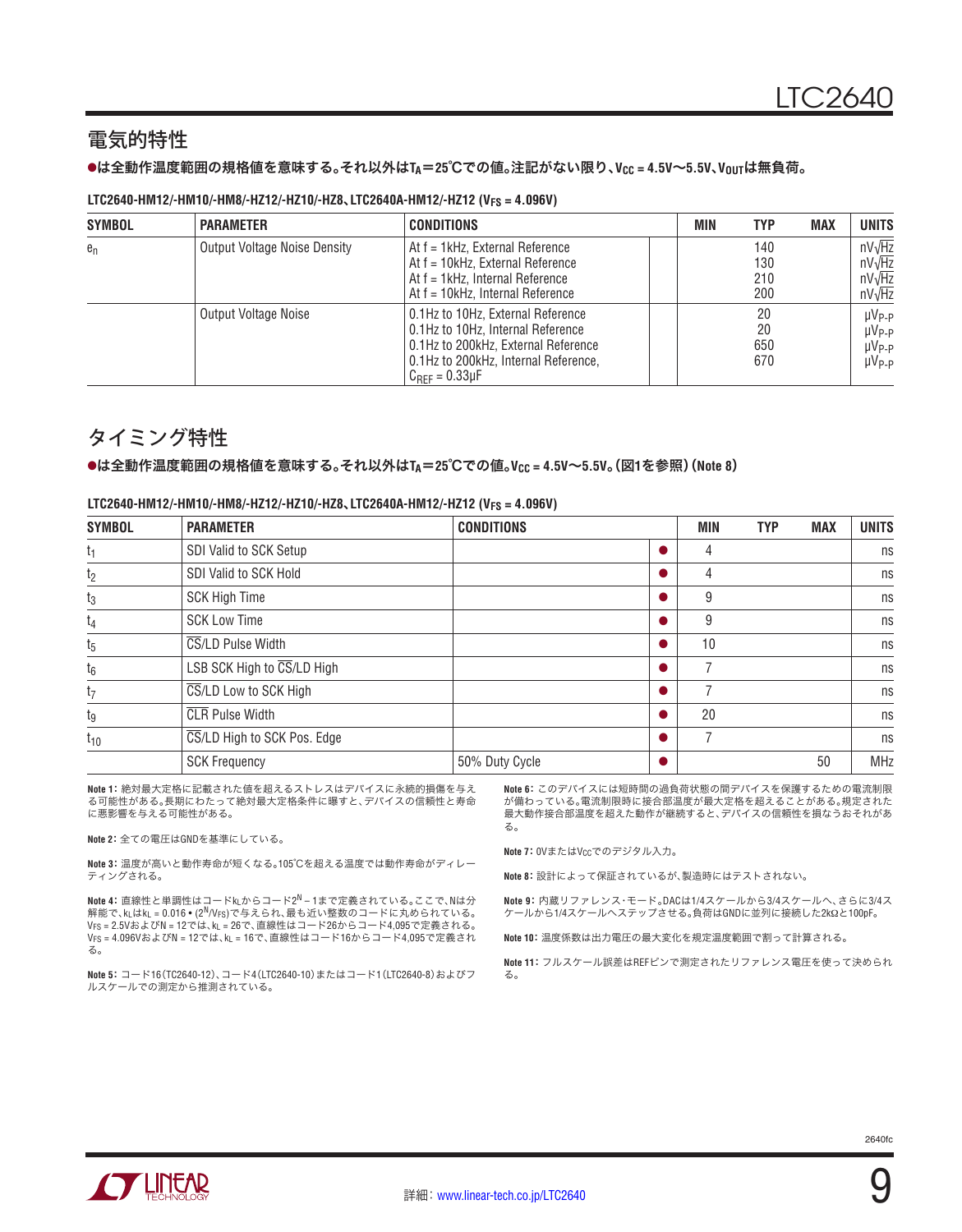## 電気的特性

●は全動作温度範囲の規格値を意味する。それ以外は$T_A$＝25℃での値。注記がない限り、$V_{CC}$ = 4.5V～5.5V、$V_{OUT}$は無負荷。

**LTC2640-HM12/-HM10/-HM8/-HZ12/-HZ10/-HZ8、LTC2640A-HM12/-HZ12 ($V_{FS}$ = 4.096V)**

| SYMBOL | PARAMETER | CONDITIONS | | MIN | TYP | MAX | UNITS |
|---|---|---|---|---|---|---|---|
| $e_n$ | Output Voltage Noise Density | At f = 1kHz, External Reference<br>At f = 10kHz, External Reference<br>At f = 1kHz, Internal Reference<br>At f = 10kHz, Internal Reference | | | 140<br>130<br>210<br>200 | | nV/√Hz<br>nV/√Hz<br>nV/√Hz<br>nV/√Hz |
| | Output Voltage Noise | 0.1Hz to 10Hz, External Reference<br>0.1Hz to 10Hz, Internal Reference<br>0.1Hz to 200kHz, External Reference<br>0.1Hz to 200kHz, Internal Reference, $C_{REF}$ = 0.33µF | | | 20<br>20<br>650<br>670 | | $µV_{P-P}$<br>$µV_{P-P}$<br>$µV_{P-P}$<br>$µV_{P-P}$ |

## タイミング特性

●は全動作温度範囲の規格値を意味する。それ以外は$T_A$＝25℃での値。$V_{CC}$ = 4.5V～5.5V。（図1を参照）（Note 8）

**LTC2640-HM12/-HM10/-HM8/-HZ12/-HZ10/-HZ8、LTC2640A-HM12/-HZ12 ($V_{FS}$ = 4.096V)**

| SYMBOL | PARAMETER | CONDITIONS | | MIN | TYP | MAX | UNITS |
|---|---|---|---|---|---|---|---|
| $t_1$ | SDI Valid to SCK Setup | | ● | 4 | | | ns |
| $t_2$ | SDI Valid to SCK Hold | | ● | 4 | | | ns |
| $t_3$ | SCK High Time | | ● | 9 | | | ns |
| $t_4$ | SCK Low Time | | ● | 9 | | | ns |
| $t_5$ | $\overline{CS}$/LD Pulse Width | | ● | 10 | | | ns |
| $t_6$ | LSB SCK High to $\overline{CS}$/LD High | | ● | 7 | | | ns |
| $t_7$ | $\overline{CS}$/LD Low to SCK High | | ● | 7 | | | ns |
| $t_9$ | $\overline{CLR}$ Pulse Width | | ● | 20 | | | ns |
| $t_{10}$ | $\overline{CS}$/LD High to SCK Pos. Edge | | ● | 7 | | | ns |
| | SCK Frequency | 50% Duty Cycle | ● | | | 50 | MHz |

**Note 1：** 絶対最大定格に記載された値を超えるストレスはデバイスに永続的損傷を与える可能性がある。長期にわたって絶対最大定格条件に曝すと、デバイスの信頼性と寿命に悪影響を与える可能性がある。

**Note 2：** 全ての電圧はGNDを基準にしている。

**Note 3：** 温度が高いと動作寿命が短くなる。105℃を超える温度では動作寿命がディレーティングされる。

**Note 4：** 直線性と単調性はコード$k_L$からコード$2^N$－1まで定義されている。ここで、Nは分解能で、$k_L$は$k_L$ = 0.016 • ($2^N/V_{FS}$)で与えられ、最も近い整数のコードに丸められている。$V_{FS}$ = 2.5VおよびN = 12では、$k_L$ = 26で、直線性はコード26からコード4,095で定義される。$V_{FS}$ = 4.096VおよびN = 12では、$k_L$ = 16で、直線性はコード16からコード4,095で定義される。

**Note 5：** コード16（TC2640-12）、コード4（LTC2640-10）またはコード1（LTC2640-8）およびフルスケールでの測定から推測されている。

**Note 6：** このデバイスには短時間の過負荷状態の間デバイスを保護するための電流制限が備わっている。電流制限時に接合部温度が最大定格を超えることがある。規定された最大動作接合部温度を超えた動作が継続すると、デバイスの信頼性を損なうおそれがある。

**Note 7：** 0Vまたは$V_{CC}$でのデジタル入力。

**Note 8：** 設計によって保証されているが、製造時にはテストされない。

**Note 9：** 内蔵リファレンス・モード。DACは1/4スケールから3/4スケールへ、さらに3/4スケールから1/4スケールへステップさせる。負荷はGNDに並列に接続した2kΩと100pF。

**Note 10：** 温度係数は出力電圧の最大変化を規定温度範囲で割って計算される。

**Note 11：** フルスケール誤差はREFピンで測定されたリファレンス電圧を使って決められる。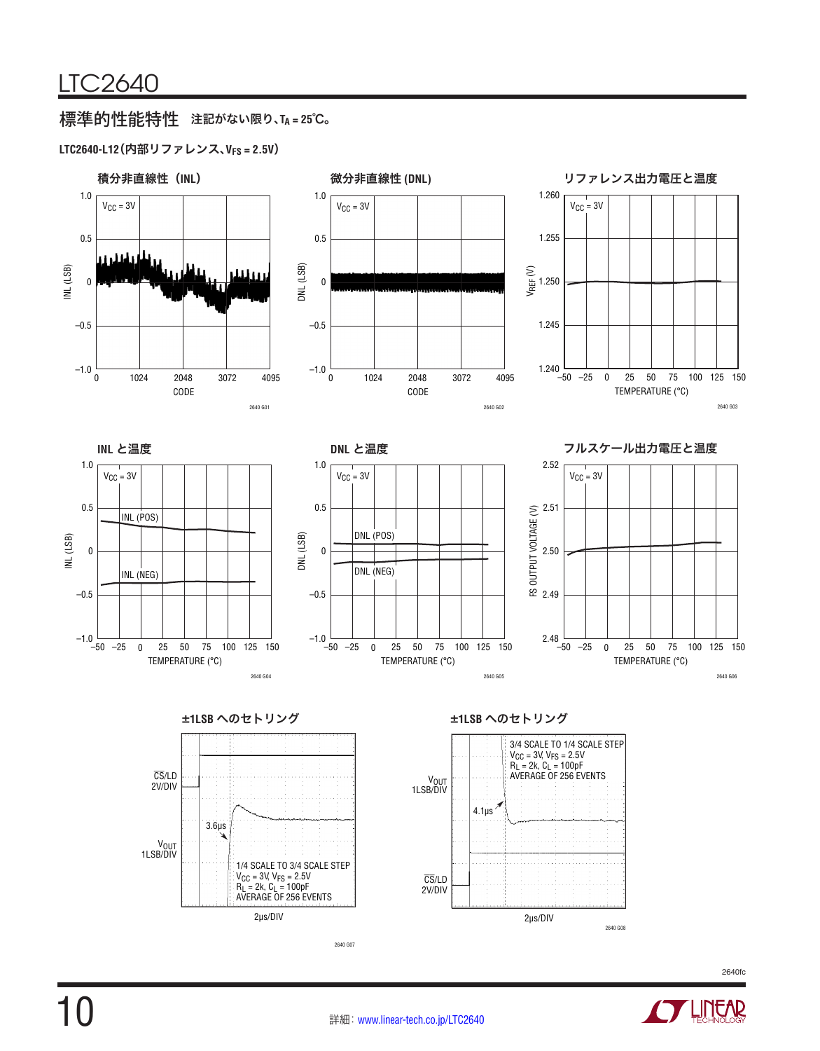## 標準的性能特性 注記がない限り、$T_A = 25°C$。

**LTC2640-L12(内部リファレンス、$V_{FS} = 2.5V$)**

積分非直線性(INL)

$V_{CC} = 3V$

2640 G01

微分非直線性(DNL)

$V_{CC} = 3V$

2640 G02

リファレンス出力電圧と温度

$V_{CC} = 3V$

2640 G03

INLと温度

$V_{CC} = 3V$

2640 G04

DNLと温度

$V_{CC} = 3V$

2640 G05

フルスケール出力電圧と温度

$V_{CC} = 3V$

2640 G06

±1LSBへのセトリング

1/4 SCALE TO 3/4 SCALE STEP
$V_{CC} = 3V$, $V_{FS} = 2.5V$
$R_L = 2k$, $C_L = 100pF$
AVERAGE OF 256 EVENTS

2640 G07

±1LSBへのセトリング

3/4 SCALE TO 1/4 SCALE STEP
$V_{CC} = 3V$, $V_{FS} = 2.5V$
$R_L = 2k$, $C_L = 100pF$
AVERAGE OF 256 EVENTS

2640 G08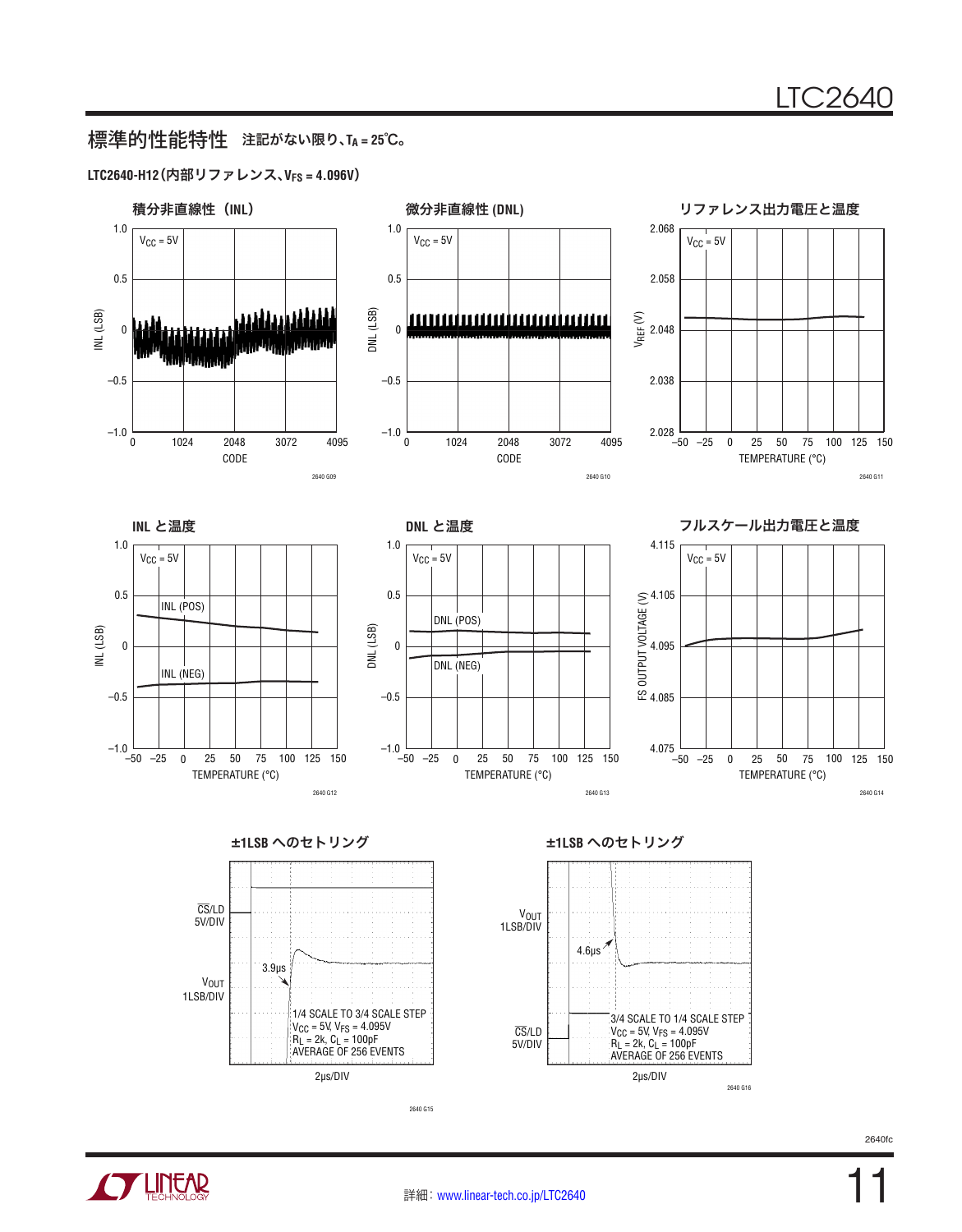## 標準的性能特性　注記がない限り、$T_A = 25$°C。

**LTC2640-H12（内部リファレンス、$V_{FS} = 4.096V$）**

積分非直線性（INL）

$V_{CC} = 5V$

2640 G09

微分非直線性 (DNL)

$V_{CC} = 5V$

2640 G10

リファレンス出力電圧と温度

$V_{CC} = 5V$

2640 G11

INL と温度

$V_{CC} = 5V$

INL (POS)

INL (NEG)

2640 G12

DNL と温度

$V_{CC} = 5V$

DNL (POS)

DNL (NEG)

2640 G13

フルスケール出力電圧と温度

$V_{CC} = 5V$

2640 G14

±1LSB へのセトリング

$\overline{CS}$/LD 5V/DIV

$V_{OUT}$ 1LSB/DIV

3.9µs

1/4 SCALE TO 3/4 SCALE STEP
$V_{CC} = 5V$, $V_{FS} = 4.095V$
$R_L = 2k$, $C_L = 100pF$
AVERAGE OF 256 EVENTS

2µs/DIV

2640 G15

±1LSB へのセトリング

$V_{OUT}$ 1LSB/DIV

$\overline{CS}$/LD 5V/DIV

4.6µs

3/4 SCALE TO 1/4 SCALE STEP
$V_{CC} = 5V$, $V_{FS} = 4.095V$
$R_L = 2k$, $C_L = 100pF$
AVERAGE OF 256 EVENTS

2µs/DIV

2640 G16

2640fc

詳細：www.linear-tech.co.jp/LTC2640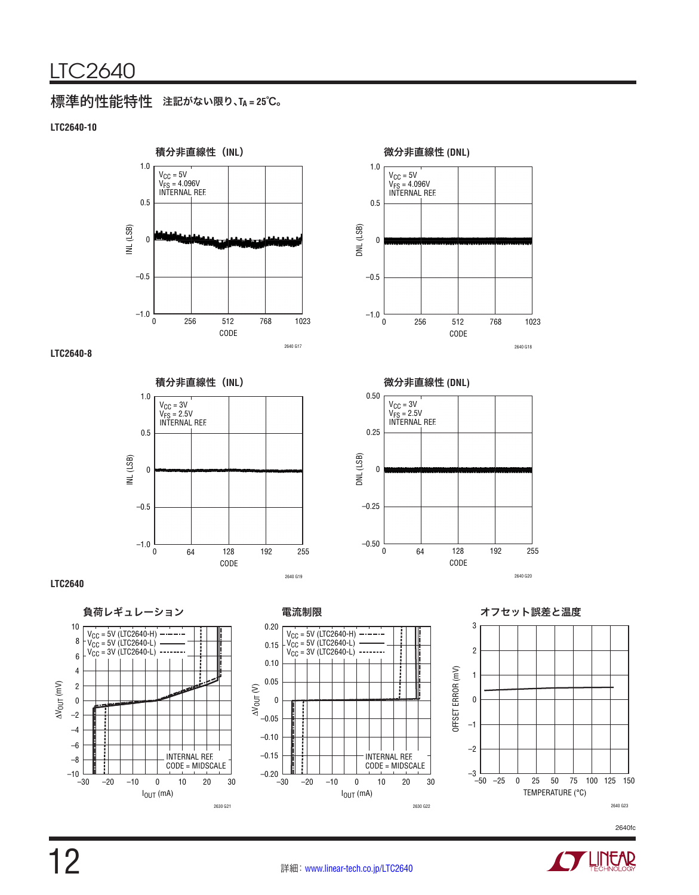## 標準的性能特性 注記がない限り、$T_A$ = 25℃。

### LTC2640-10

積分非直線性（INL）

$V_{CC}$ = 5V
$V_{FS}$ = 4.096V
INTERNAL REF.

2640 G17

微分非直線性 (DNL)

$V_{CC}$ = 5V
$V_{FS}$ = 4.096V
INTERNAL REF.

2640 G18

### LTC2640-8

積分非直線性（INL）

$V_{CC}$ = 3V
$V_{FS}$ = 2.5V
INTERNAL REF.

2640 G19

微分非直線性 (DNL)

$V_{CC}$ = 3V
$V_{FS}$ = 2.5V
INTERNAL REF.

2640 G20

### LTC2640

負荷レギュレーション

$V_{CC}$ = 5V (LTC2640-H)
$V_{CC}$ = 5V (LTC2640-L)
$V_{CC}$ = 3V (LTC2640-L)
INTERNAL REF.
CODE = MIDSCALE

2630 G21

電流制限

$V_{CC}$ = 5V (LTC2640-H)
$V_{CC}$ = 5V (LTC2640-L)
$V_{CC}$ = 3V (LTC2640-L)
INTERNAL REF.
CODE = MIDSCALE

2630 G22

オフセット誤差と温度

2640 G23

2640fc

詳細：www.linear-tech.co.jp/LTC2640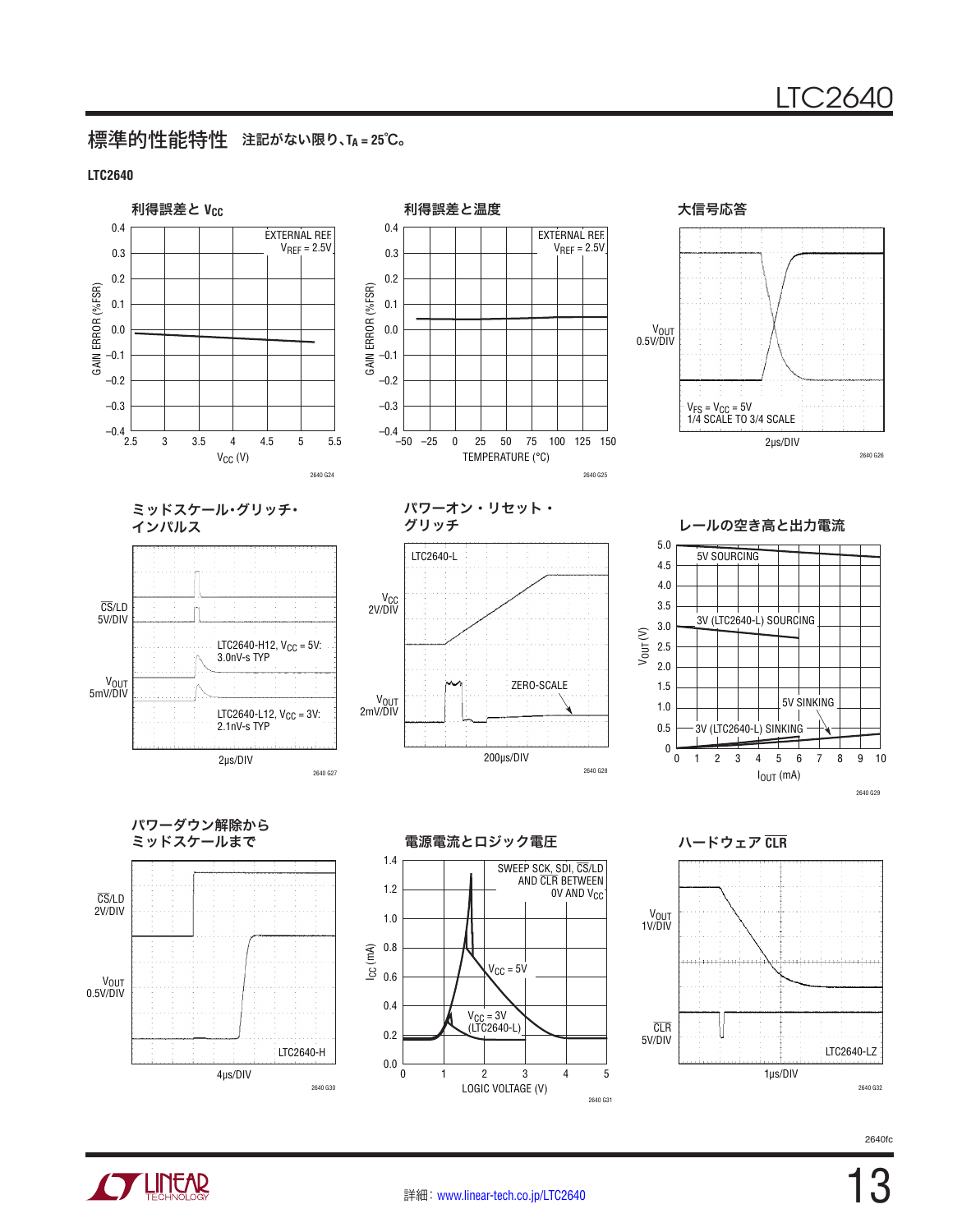## 標準的性能特性 注記がない限り、$T_A$ = 25°C。

**LTC2640**

### 利得誤差と $V_{CC}$

EXTERNAL REF.
$V_{REF}$ = 2.5V

GAIN ERROR (%FSR)

$V_{CC}$ (V)

2640 G24

### 利得誤差と温度

EXTERNAL REF.
$V_{REF}$ = 2.5V

GAIN ERROR (%FSR)

TEMPERATURE (°C)

2640 G25

### 大信号応答

$V_{OUT}$
0.5V/DIV

$V_{FS}$ = $V_{CC}$ = 5V
1/4 SCALE TO 3/4 SCALE

2µs/DIV

2640 G26

### ミッドスケール・グリッチ・インパルス

CS/LD
5V/DIV

$V_{OUT}$
5mV/DIV

LTC2640-H12, $V_{CC}$ = 5V:
3.0nV-s TYP

LTC2640-L12, $V_{CC}$ = 3V:
2.1nV-s TYP

2µs/DIV

2640 G27

### パワーオン・リセット・グリッチ

LTC2640-L

$V_{CC}$
2V/DIV

$V_{OUT}$
2mV/DIV

ZERO-SCALE

200µs/DIV

2640 G28

### レールの空き高と出力電流

5V SOURCING

3V (LTC2640-L) SOURCING

5V SINKING

3V (LTC2640-L) SINKING

$V_{OUT}$ (V)

$I_{OUT}$ (mA)

2640 G29

### パワーダウン解除からミッドスケールまで

CS/LD
2V/DIV

$V_{OUT}$
0.5V/DIV

LTC2640-H

4µs/DIV

2640 G30

### 電源電流とロジック電圧

SWEEP SCK, SDI, CS/LD
AND CLR BETWEEN
0V AND $V_{CC}$

$V_{CC}$ = 5V

$V_{CC}$ = 3V
(LTC2640-L)

$I_{CC}$ (mA)

LOGIC VOLTAGE (V)

2640 G31

### ハードウェア CLR

$V_{OUT}$
1V/DIV

CLR
5V/DIV

LTC2640-LZ

1µs/DIV

2640 G32

2640fc

詳細：www.linear-tech.co.jp/LTC2640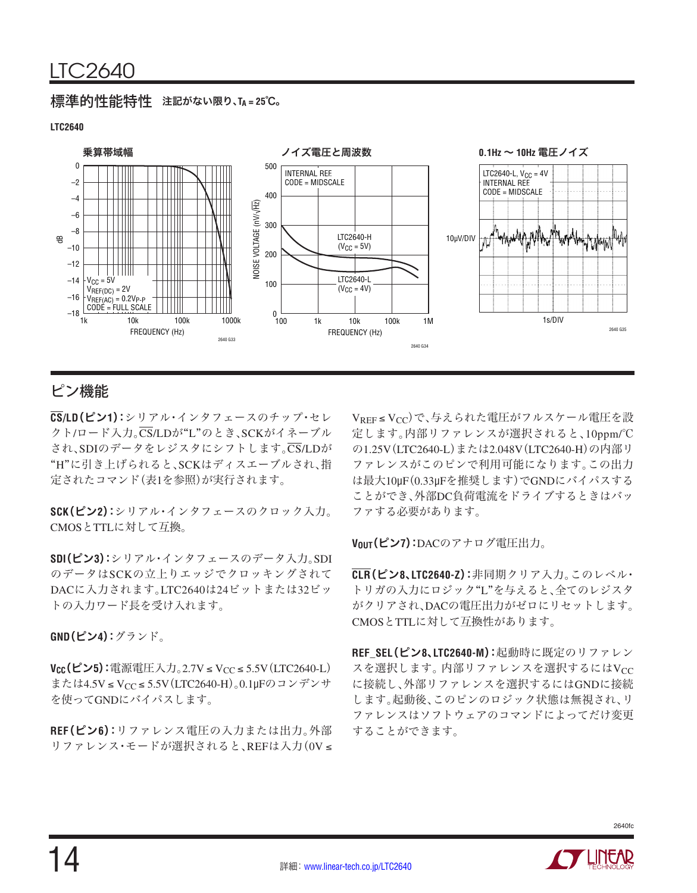## 標準的性能特性 注記がない限り、$T_A$ = 25°C。

**LTC2640**

**乗算帯域幅**

$V_{CC}$ = 5V
$V_{REF(DC)}$ = 2V
$V_{REF(AC)}$ = 0.2$V_{P-P}$
CODE = FULL SCALE

2640 G33

**ノイズ電圧と周波数**

INTERNAL REF
CODE = MIDSCALE

LTC2640-H ($V_{CC}$ = 5V)
LTC2640-L ($V_{CC}$ = 4V)

2640 G34

**0.1Hz ～ 10Hz 電圧ノイズ**

LTC2640-L, $V_{CC}$ = 4V
INTERNAL REF
CODE = MIDSCALE

10μV/DIV
1s/DIV

2640 G35

## ピン機能

**$\overline{CS}$/LD（ピン1）：**シリアル・インタフェースのチップ・セレクト/ロード入力。$\overline{CS}$/LDが"L"のとき、SCKがイネーブルされ、SDIのデータをレジスタにシフトします。$\overline{CS}$/LDが"H"に引き上げられると、SCKはディスエーブルされ、指定されたコマンド（表1を参照）が実行されます。

**SCK（ピン2）：**シリアル・インタフェースのクロック入力。CMOSとTTLに対して互換。

**SDI（ピン3）：**シリアル・インタフェースのデータ入力。SDIのデータはSCKの立上りエッジでクロッキングされてDACに入力されます。LTC2640は24ビットまたは32ビットの入力ワード長を受け入れます。

**GND（ピン4）：**グランド。

**$V_{CC}$（ピン5）：**電源電圧入力。2.7V ≤ $V_{CC}$ ≤ 5.5V（LTC2640-L）または4.5V ≤ $V_{CC}$ ≤ 5.5V（LTC2640-H）。0.1μFのコンデンサを使ってGNDにバイパスします。

**REF（ピン6）：**リファレンス電圧の入力または出力。外部リファレンス・モードが選択されると、REFは入力（0V ≤ $V_{REF}$ ≤ $V_{CC}$）で、与えられた電圧がフルスケール電圧を設定します。内部リファレンスが選択されると、10ppm/°Cの1.25V（LTC2640-L）または2.048V（LTC2640-H）の内部リファレンスがこのピンで利用可能になります。この出力は最大10μF（0.33μFを推奨します）でGNDにバイパスすることができ、外部DC負荷電流をドライブするときはバッファする必要があります。

**$V_{OUT}$（ピン7）：**DACのアナログ電圧出力。

**$\overline{CLR}$（ピン8、LTC2640-Z）：**非同期クリア入力。このレベル・トリガの入力にロジック"L"を与えると、全てのレジスタがクリアされ、DACの電圧出力がゼロにリセットします。CMOSとTTLに対して互換性があります。

**REF_SEL（ピン8、LTC2640-M）：**起動時に既定のリファレンスを選択します。内部リファレンスを選択するには$V_{CC}$に接続し、外部リファレンスを選択するにはGNDに接続します。起動後、このピンのロジック状態は無視され、リファレンスはソフトウェアのコマンドによってだけ変更することができます。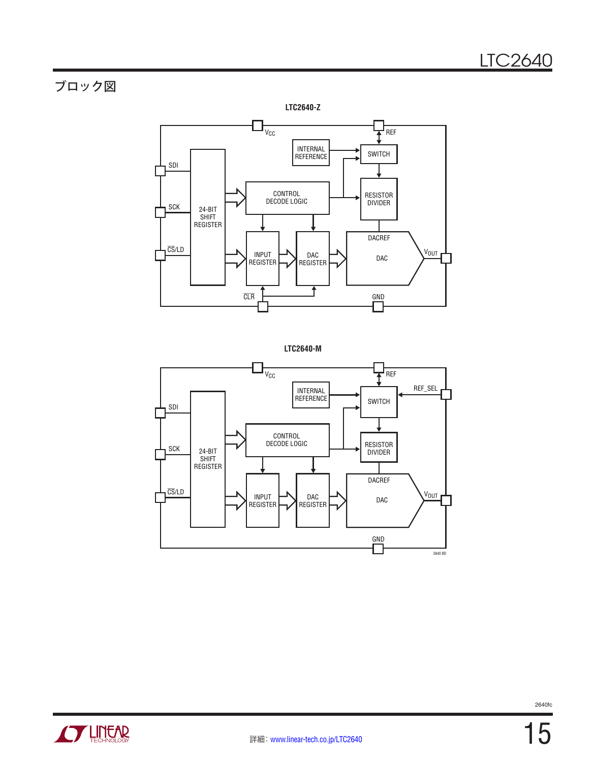## ブロック図

**LTC2640-Z**

**LTC2640-M**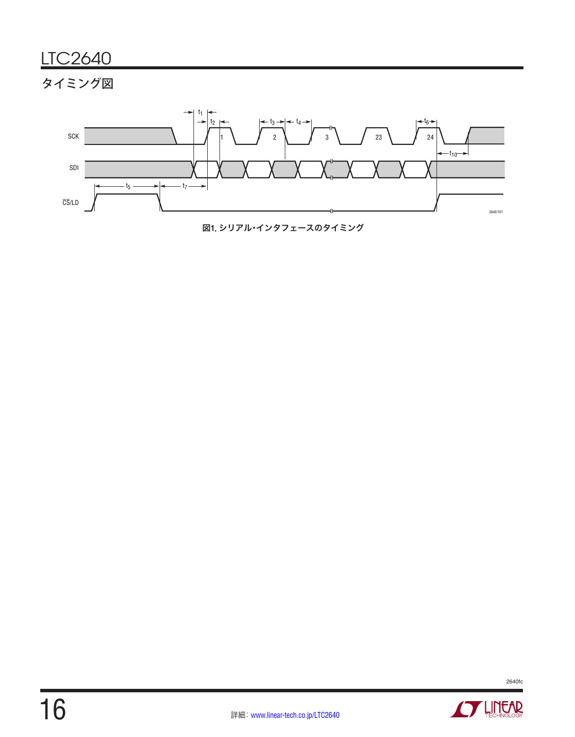## タイミング図

図1. シリアル・インタフェースのタイミング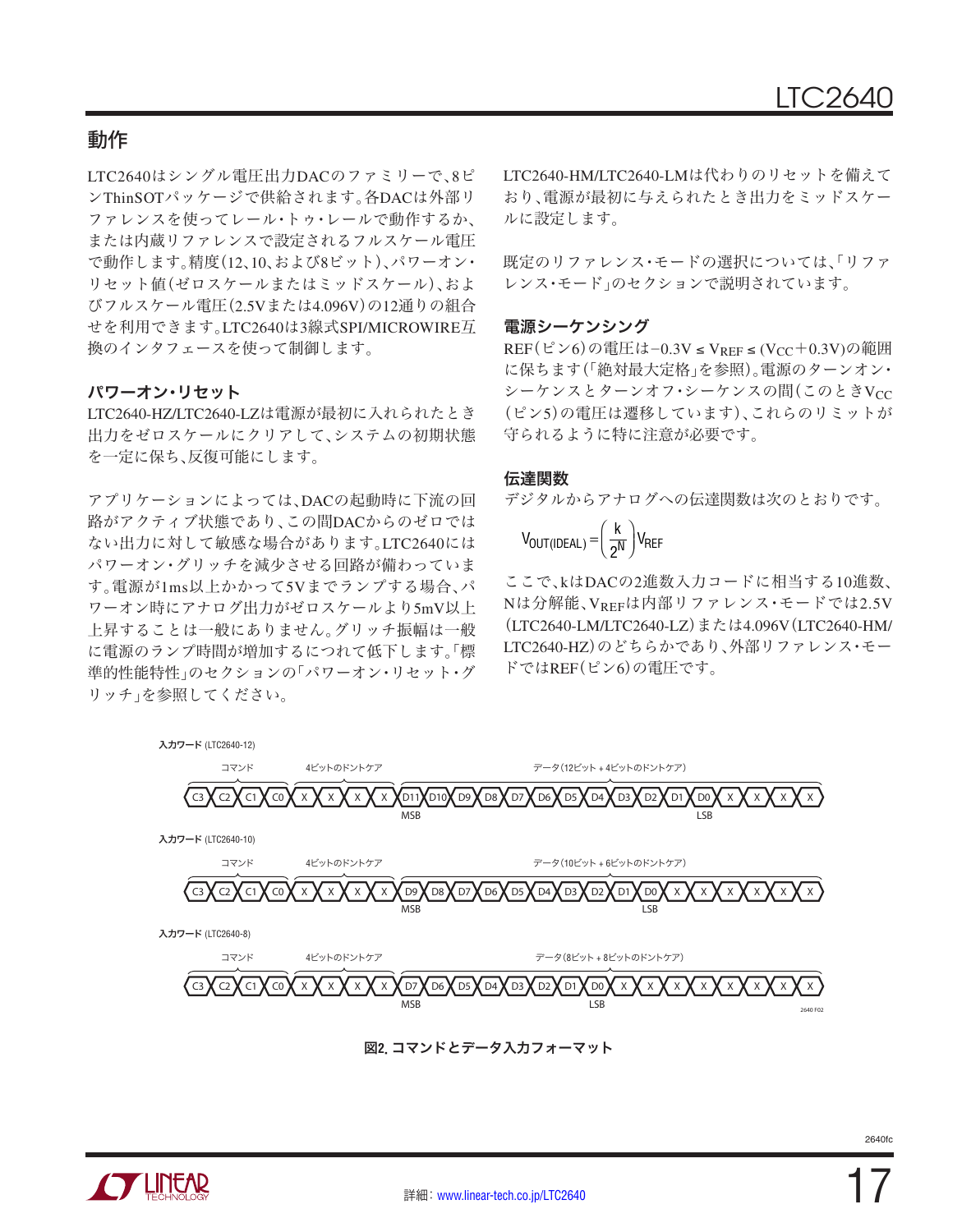## 動作

LTC2640はシングル電圧出力DACのファミリーで、8ピンThinSOTパッケージで供給されます。各DACは外部リファレンスを使ってレール・トゥ・レールで動作するか、または内蔵リファレンスで設定されるフルスケール電圧で動作します。精度(12、10、および8ビット)、パワーオン・リセット値(ゼロスケールまたはミッドスケール)、およびフルスケール電圧(2.5Vまたは4.096V)の12通りの組合せを利用できます。LTC2640は3線式SPI/MICROWIRE互換のインタフェースを使って制御します。

### パワーオン・リセット

LTC2640-HZ/LTC2640-LZは電源が最初に入れられたとき出力をゼロスケールにクリアして、システムの初期状態を一定に保ち、反復可能にします。

アプリケーションによっては、DACの起動時に下流の回路がアクティブ状態であり、この間DACからのゼロではない出力に対して敏感な場合があります。LTC2640にはパワーオン・グリッチを減少させる回路が備わっています。電源が1ms以上かかって5Vまでランプする場合、パワーオン時にアナログ出力がゼロスケールより5mV以上上昇することは一般にありません。グリッチ振幅は一般に電源のランプ時間が増加するにつれて低下します。「標準的性能特性」のセクションの「パワーオン・リセット・グリッチ」を参照してください。

LTC2640-HM/LTC2640-LMは代わりのリセットを備えており、電源が最初に与えられたとき出力をミッドスケールに設定します。

既定のリファレンス・モードの選択については、「リファレンス・モード」のセクションで説明されています。

### 電源シーケンシング

REF(ピン6)の電圧は$-0.3V \le V_{REF} \le (V_{CC}+0.3V)$の範囲に保ちます(「絶対最大定格」を参照)。電源のターンオン・シーケンスとターンオフ・シーケンスの間(このとき$V_{CC}$(ピン5)の電圧は遷移しています)、これらのリミットが守られるように特に注意が必要です。

### 伝達関数

デジタルからアナログへの伝達関数は次のとおりです。

$$V_{OUT(IDEAL)} = \left(\frac{k}{2^N}\right)V_{REF}$$

ここで、kはDACの2進数入力コードに相当する10進数、Nは分解能、$V_{REF}$は内部リファレンス・モードでは2.5V(LTC2640-LM/LTC2640-LZ)または4.096V(LTC2640-HM/LTC2640-HZ)のどちらかであり、外部リファレンス・モードではREF(ピン6)の電圧です。

**入力ワード** (LTC2640-12)

コマンド: C3 C2 C1 C0 | 4ビットのドントケア: X X X X | データ(12ビット + 4ビットのドントケア): D11(MSB) D10 D9 D8 D7 D6 D5 D4 D3 D2 D1 D0(LSB) X X X X

**入力ワード** (LTC2640-10)

コマンド: C3 C2 C1 C0 | 4ビットのドントケア: X X X X | データ(10ビット + 6ビットのドントケア): D9(MSB) D8 D7 D6 D5 D4 D3 D2 D1 D0(LSB) X X X X X X

**入力ワード** (LTC2640-8)

コマンド: C3 C2 C1 C0 | 4ビットのドントケア: X X X X | データ(8ビット + 8ビットのドントケア): D7(MSB) D6 D5 D4 D3 D2 D1 D0(LSB) X X X X X X X X

**図2. コマンドとデータ入力フォーマット**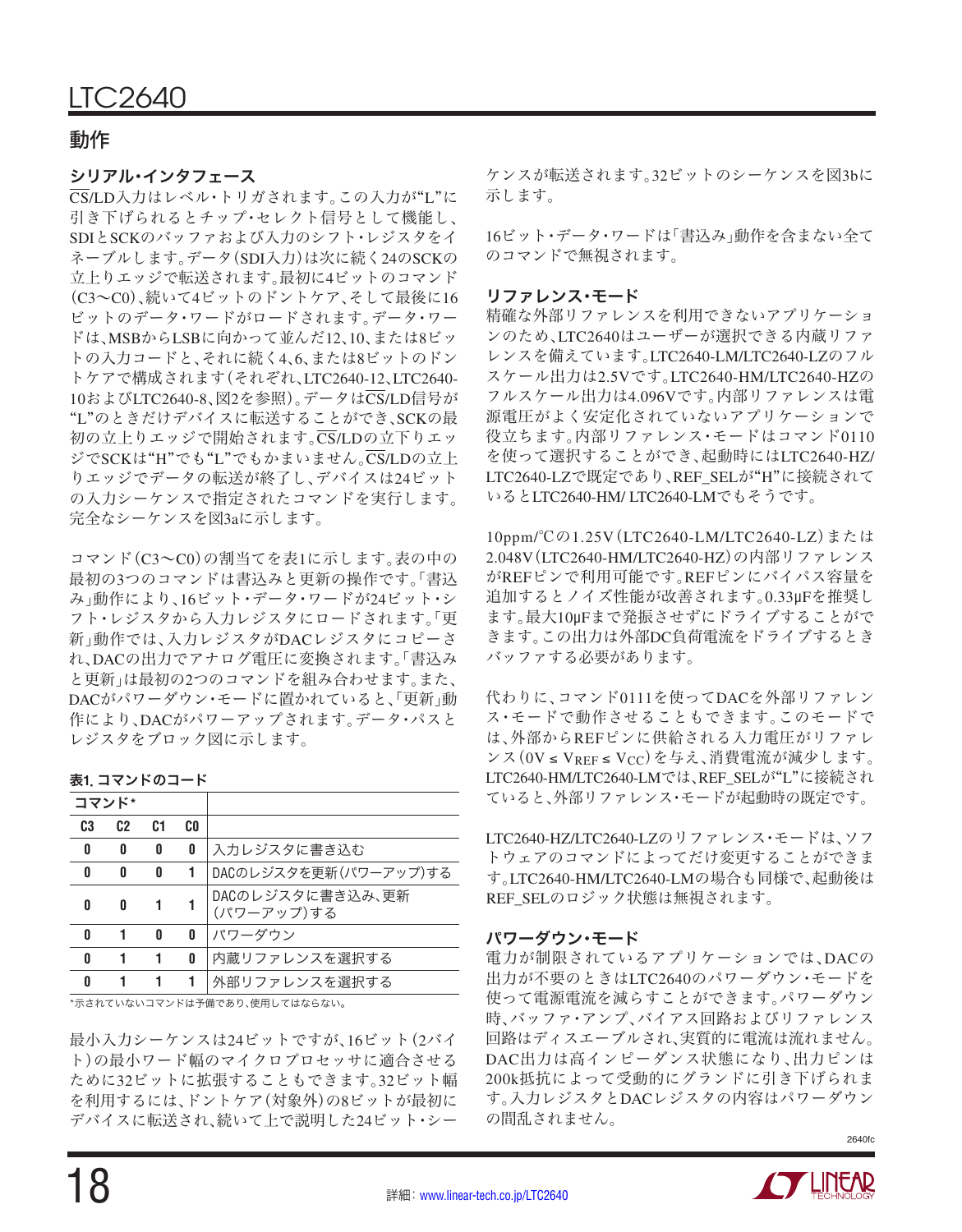## 動作

### シリアル・インタフェース

$\overline{CS}$/LD入力はレベル・トリガされます。この入力が"L"に引き下げられるとチップ・セレクト信号として機能し、SDIとSCKのバッファおよび入力のシフト・レジスタをイネーブルします。データ（SDI入力）は次に続く24のSCKの立上りエッジで転送されます。最初に4ビットのコマンド（C3～C0）、続いて4ビットのドントケア、そして最後に16ビットのデータ・ワードがロードされます。データ・ワードは、MSBからLSBに向かって並んだ12、10、または8ビットの入力コードと、それに続く4、6、または8ビットのドントケアで構成されます（それぞれ、LTC2640-12、LTC2640-10およびLTC2640-8、図2を参照）。データは$\overline{CS}$/LD信号が"L"のときだけデバイスに転送することができ、SCKの最初の立上りエッジで開始されます。$\overline{CS}$/LDの立下りエッジでSCKは"H"でも"L"でもかまいません。$\overline{CS}$/LDの立上りエッジでデータの転送が終了し、デバイスは24ビットの入力シーケンスで指定されたコマンドを実行します。完全なシーケンスを図3aに示します。

コマンド（C3～C0）の割当てを表1に示します。表の中の最初の3つのコマンドは書込みと更新の操作です。「書込み」動作により、16ビット・データ・ワードが24ビット・シフト・レジスタから入力レジスタにロードされます。「更新」動作では、入力レジスタがDACレジスタにコピーされ、DACの出力でアナログ電圧に変換されます。「書込みと更新」は最初の2つのコマンドを組み合わせます。また、DACがパワーダウン・モードに置かれていると、「更新」動作により、DACがパワーアップされます。データ・パスとレジスタをブロック図に示します。

**表1. コマンドのコード**

| コマンド* | | | | |
|---|---|---|---|---|
| C3 | C2 | C1 | C0 | |
| 0 | 0 | 0 | 0 | 入力レジスタに書き込む |
| 0 | 0 | 0 | 1 | DACのレジスタを更新（パワーアップ）する |
| 0 | 0 | 1 | 1 | DACのレジスタに書き込み、更新（パワーアップ）する |
| 0 | 1 | 0 | 0 | パワーダウン |
| 0 | 1 | 1 | 0 | 内蔵リファレンスを選択する |
| 0 | 1 | 1 | 1 | 外部リファレンスを選択する |

*示されていないコマンドは予備であり、使用してはならない。

最小入力シーケンスは24ビットですが、16ビット（2バイト）の最小ワード幅のマイクロプロセッサに適合させるために32ビットに拡張することもできます。32ビット幅を利用するには、ドントケア（対象外）の8ビットが最初にデバイスに転送され、続いて上で説明した24ビット・シーケンスが転送されます。32ビットのシーケンスを図3bに示します。

16ビット・データ・ワードは「書込み」動作を含まない全てのコマンドで無視されます。

### リファレンス・モード

精確な外部リファレンスを利用できないアプリケーションのため、LTC2640はユーザーが選択できる内蔵リファレンスを備えています。LTC2640-LM/LTC2640-LZのフルスケール出力は2.5Vです。LTC2640-HM/LTC2640-HZのフルスケール出力は4.096Vです。内部リファレンスは電源電圧がよく安定化されていないアプリケーションで役立ちます。内部リファレンス・モードはコマンド0110を使って選択することができ、起動時にはLTC2640-HZ/LTC2640-LZで既定であり、REF_SELが"H"に接続されているとLTC2640-HM/ LTC2640-LMでもそうです。

10ppm/°Cの1.25V（LTC2640-LM/LTC2640-LZ）または2.048V（LTC2640-HM/LTC2640-HZ）の内部リファレンスがREFピンで利用可能です。REFピンにバイパス容量を追加するとノイズ性能が改善されます。0.33μFを推奨します。最大10μFまで発振させずにドライブすることができます。この出力は外部DC負荷電流をドライブするときバッファする必要があります。

代わりに、コマンド0111を使ってDACを外部リファレンス・モードで動作させることもできます。このモードでは、外部からREFピンに供給される入力電圧がリファレンス（$0V \le V_{REF} \le V_{CC}$）を与え、消費電流が減少します。LTC2640-HM/LTC2640-LMでは、REF_SELが"L"に接続されていると、外部リファレンス・モードが起動時の既定です。

LTC2640-HZ/LTC2640-LZのリファレンス・モードは、ソフトウェアのコマンドによってだけ変更することができます。LTC2640-HM/LTC2640-LMの場合も同様で、起動後はREF_SELのロジック状態は無視されます。

### パワーダウン・モード

電力が制限されているアプリケーションでは、DACの出力が不要のときはLTC2640のパワーダウン・モードを使って電源電流を減らすことができます。パワーダウン時、バッファ・アンプ、バイアス回路およびリファレンス回路はディスエーブルされ、実質的に電流は流れません。DAC出力は高インピーダンス状態になり、出力ピンは200k抵抗によって受動的にグランドに引き下げられます。入力レジスタとDACレジスタの内容はパワーダウンの間乱されません。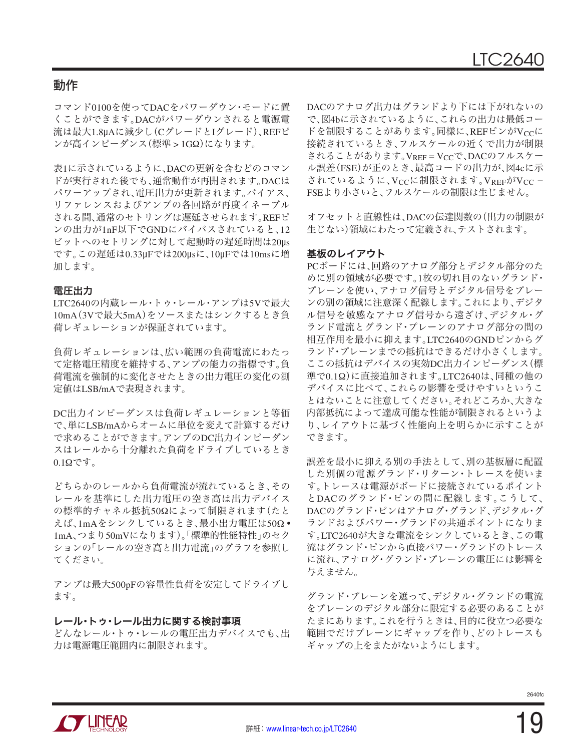## 動作

コマンド0100を使ってDACをパワーダウン・モードに置くことができます。DACがパワーダウンされると電源電流は最大1.8μAに減少し(CグレードとIグレード)、REFピンが高インピーダンス(標準 > 1GΩ)になります。

表1に示されているように、DACの更新を含むどのコマンドが実行された後でも、通常動作が再開されます。DACはパワーアップされ、電圧出力が更新されます。バイアス、リファレンスおよびアンプの各回路が再度イネーブルされる間、通常のセトリングは遅延させられます。REFピンの出力が1nF以下でGNDにバイパスされていると、12ビットへのセトリングに対して起動時の遅延時間は20μsです。この遅延は0.33μFでは200μsに、10μFでは10msに増加します。

### 電圧出力

LTC2640の内蔵レール・トゥ・レール・アンプは5Vで最大10mA(3Vで最大5mA)をソースまたはシンクするとき負荷レギュレーションが保証されています。

負荷レギュレーションは、広い範囲の負荷電流にわたって定格電圧精度を維持する、アンプの能力の指標です。負荷電流を強制的に変化させたときの出力電圧の変化の測定値はLSB/mAで表現されます。

DC出力インピーダンスは負荷レギュレーションと等価で、単にLSB/mAからオームに単位を変えて計算するだけで求めることができます。アンプのDC出力インピーダンスはレールから十分離れた負荷をドライブしているとき0.1Ωです。

どちらかのレールから負荷電流が流れているとき、そのレールを基準にした出力電圧の空き高は出力デバイスの標準的チャネル抵抗50Ωによって制限されます(たとえば、1mAをシンクしているとき、最小出力電圧は50Ω • 1mA、つまり50mVになります)。「標準的性能特性」のセクションの「レールの空き高と出力電流」のグラフを参照してください。

アンプは最大500pFの容量性負荷を安定してドライブします。

### レール・トゥ・レール出力に関する検討事項

どんなレール・トゥ・レールの電圧出力デバイスでも、出力は電源電圧範囲内に制限されます。

DACのアナログ出力はグランドより下には下がれないので、図4bに示されているように、これらの出力は最低コードを制限することがあります。同様に、REFピンが$V_{CC}$に接続されているとき、フルスケールの近くで出力が制限されることがあります。$V_{REF} = V_{CC}$で、DACのフルスケール誤差(FSE)が正のとき、最高コードの出力が、図4cに示されているように、$V_{CC}$に制限されます。$V_{REF}$が$V_{CC}$ – FSEより小さいと、フルスケールの制限は生じません。

オフセットと直線性は、DACの伝達関数の(出力の制限が生じない)領域にわたって定義され、テストされます。

### 基板のレイアウト

PCボードには、回路のアナログ部分とデジタル部分のために別の領域が必要です。1枚の切れ目のないグランド・プレーンを使い、アナログ信号とデジタル信号をプレーンの別の領域に注意深く配線します。これにより、デジタル信号を敏感なアナログ信号から遠ざけ、デジタル・グランド電流とグランド・プレーンのアナログ部分の間の相互作用を最小に抑えます。LTC2640のGNDピンからグランド・プレーンまでの抵抗はできるだけ小さくします。ここの抵抗はデバイスの実効DC出力インピーダンス(標準で0.1Ω)に直接追加されます。LTC2640は、同種の他のデバイスに比べて、これらの影響を受けやすいということはないことに注意してください。それどころか、大きな内部抵抗によって達成可能な性能が制限されるというより、レイアウトに基づく性能向上を明らかに示すことができます。

誤差を最小に抑える別の手法として、別の基板層に配置した別個の電源グランド・リターン・トレースを使います。トレースは電源がボードに接続されているポイントとDACのグランド・ピンの間に配線します。こうして、DACのグランド・ピンはアナログ・グランド、デジタル・グランドおよびパワー・グランドの共通ポイントになります。LTC2640が大きな電流をシンクしているとき、この電流はグランド・ピンから直接パワー・グランドのトレースに流れ、アナログ・グランド・プレーンの電圧には影響を与えません。

グランド・プレーンを遮って、デジタル・グランドの電流をプレーンのデジタル部分に限定する必要のあることがたまにあります。これを行うときは、目的に役立つ必要な範囲でだけプレーンにギャップを作り、どのトレースもギャップの上をまたがないようにします。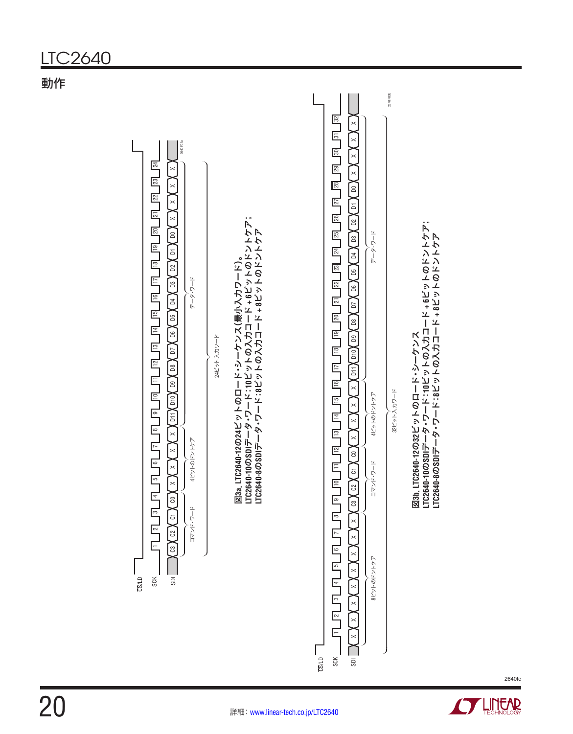## 動作

CS/LD

SCK

SDI

1 2 3 4 5 6 7 8 9 10 11 12 13 14 15 16 17 18 19 20 21 22 23 24

C3 C2 C1 C0 X X X X D11 D10 D9 D8 D7 D6 D5 D4 D3 D2 D1 D0 X X X X

コマンド・ワード　4ビットのドントケア　データ・ワード

24ビット入力ワード

2640 F03a

**図3a. LTC2640-12の24ビットのロード・シーケンス(最小入力ワード)。**
**LTC2640-10のSDIデータ・ワード:10ビットの入力コード+6ビットのドントケア;**
**LTC2640-8のSDIデータ・ワード:8ビットの入力コード+8ビットのドントケア**

CS/LD

SCK

SDI

1 2 3 4 5 6 7 8 9 10 11 12 13 14 15 16 17 18 19 20 21 22 23 24 25 26 27 28 29 30 31 32

X X X X X X X X C3 C2 C1 C0 X X X X D11 D10 D9 D8 D7 D6 D5 D4 D3 D2 D1 D0 X X X X

8ビットのドントケア　コマンド・ワード　4ビットのドントケア　データ・ワード

32ビット入力ワード

2640 F03b

**図3b. LTC2640-12の32ビットのロード・シーケンス**
**LTC2640-10のSDIデータ・ワード:10ビットの入力コード+6ビットのドントケア;**
**LTC2640-8のSDIデータ・ワード:8ビットの入力コード+8ビットのドントケア**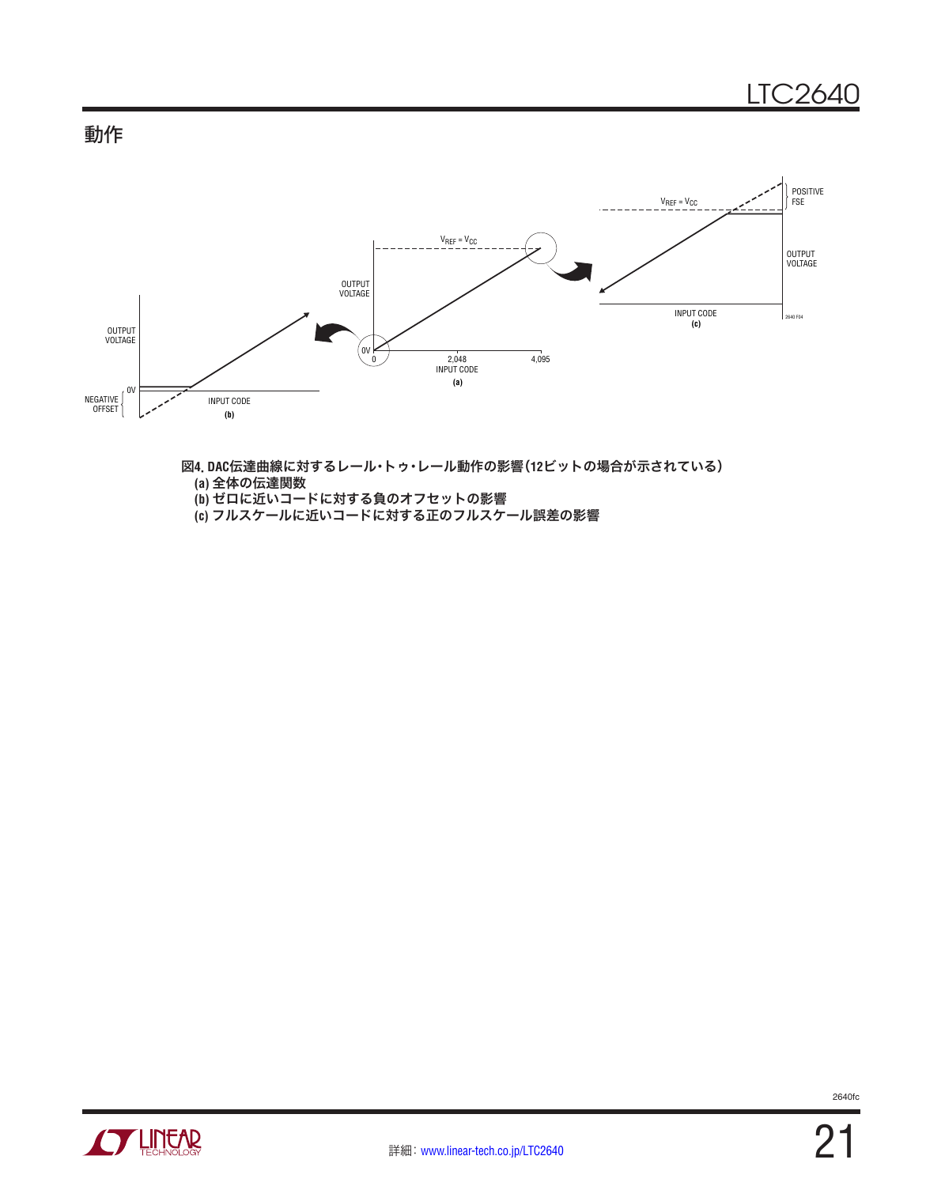## 動作

図4. DAC伝達曲線に対するレール・トゥ・レール動作の影響（12ビットの場合が示されている）
(a) 全体の伝達関数
(b) ゼロに近いコードに対する負のオフセットの影響
(c) フルスケールに近いコードに対する正のフルスケール誤差の影響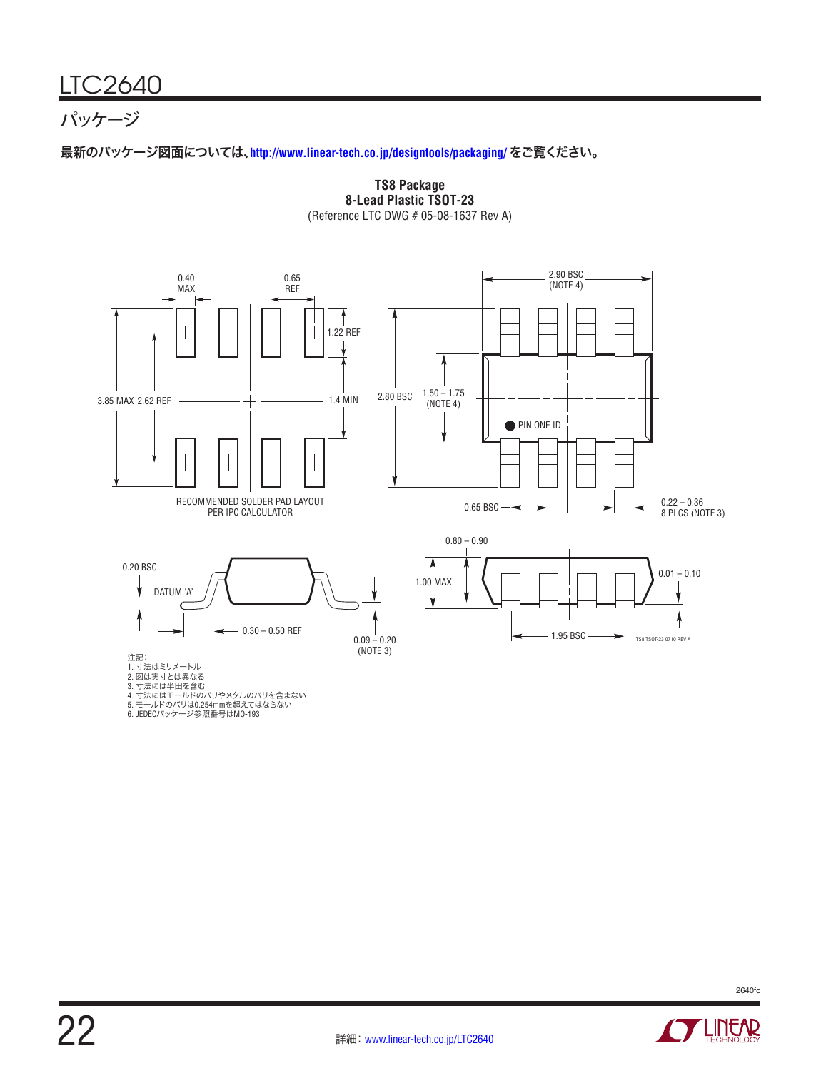## パッケージ

**最新のパッケージ図面については、http://www.linear-tech.co.jp/designtools/packaging/ をご覧ください。**

**TS8 Package**
**8-Lead Plastic TSOT-23**
(Reference LTC DWG # 05-08-1637 Rev A)

0.40 MAX
0.65 REF
1.22 REF
3.85 MAX 2.62 REF
1.4 MIN
RECOMMENDED SOLDER PAD LAYOUT PER IPC CALCULATOR

2.90 BSC (NOTE 4)
2.80 BSC
1.50 – 1.75 (NOTE 4)
PIN ONE ID
0.65 BSC
0.22 – 0.36 8 PLCS (NOTE 3)

0.20 BSC
DATUM 'A'
0.30 – 0.50 REF
0.09 – 0.20 (NOTE 3)

0.80 – 0.90
1.00 MAX
0.01 – 0.10
1.95 BSC

TS8 TSOT-23 0710 REV A

注記：
1. 寸法はミリメートル
2. 図は実寸とは異なる
3. 寸法には半田を含む
4. 寸法にはモールドのバリやメタルのバリを含まない
5. モールドのバリは0.254mmを超えてはならない
6. JEDECパッケージ参照番号はMO-193

詳細：www.linear-tech.co.jp/LTC2640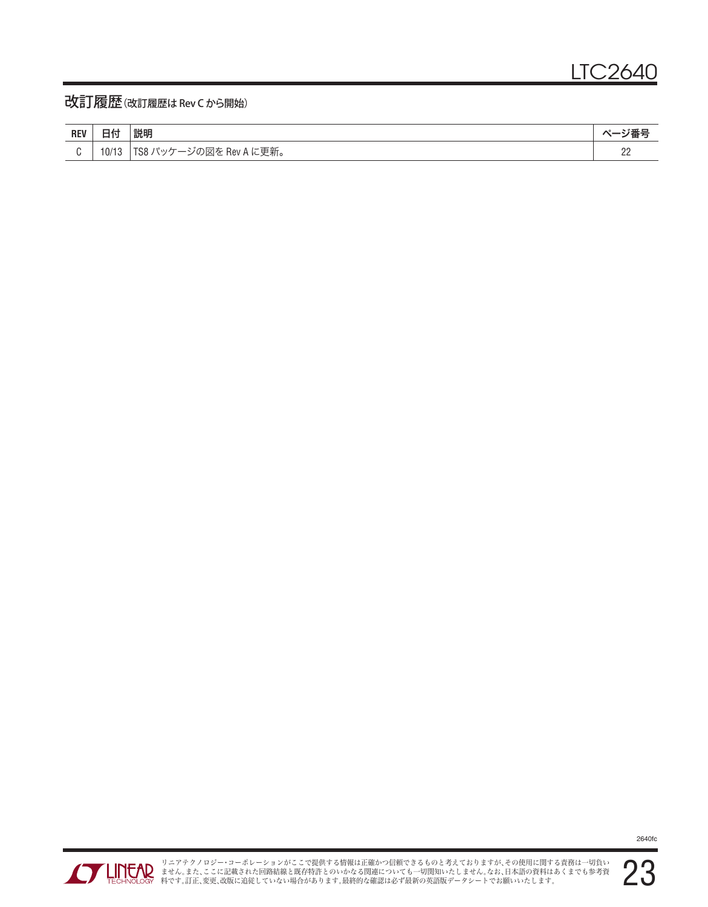## 改訂履歴（改訂履歴は Rev C から開始）

| REV | 日付 | 説明 | ページ番号 |
|---|---|---|---|
| C | 10/13 | TS8 パッケージの図を Rev A に更新。 | 22 |

リニアテクノロジー・コーポレーションがここで提供する情報は正確かつ信頼できるものと考えておりますが、その使用に関する責務は一切負いません。また、ここに記載された回路結線と既存特許とのいかなる関連についても一切関知いたしません。なお、日本語の資料はあくまでも参考資料です。訂正、変更、改版に追従していない場合があります。最終的な確認は必ず最新の英語版データシートでお願いいたします。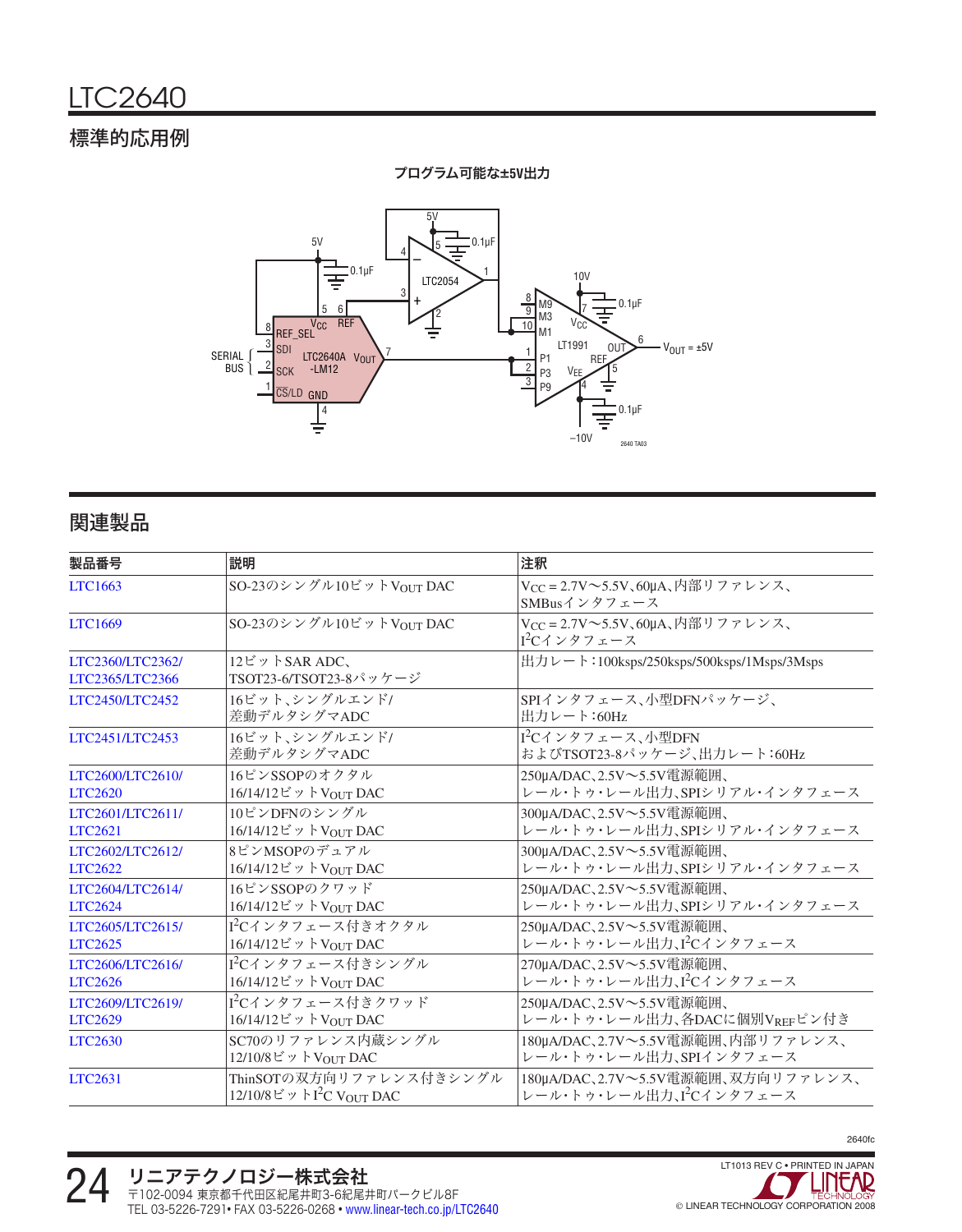## 標準的応用例

**プログラム可能な±5V出力**

5V
0.1µF
5V
0.1µF
LTC2054
10V
0.1µF
SERIAL BUS
REF_SEL
SDI
SCK
CS/LD
LTC2640A-LM12
$V_{CC}$
REF
$V_{OUT}$
GND
LT1991
M9
M3
M1
P1
P3
P9
$V_{CC}$
OUT
REF
$V_{EE}$
$V_{OUT}$ = ±5V
0.1µF
–10V
2640 TA03

## 関連製品

| 製品番号 | 説明 | 注釈 |
| --- | --- | --- |
| LTC1663 | SO-23のシングル10ビット$V_{OUT}$ DAC | $V_{CC}$ = 2.7V～5.5V、60µA、内部リファレンス、SMBusインタフェース |
| LTC1669 | SO-23のシングル10ビット$V_{OUT}$ DAC | $V_{CC}$ = 2.7V～5.5V、60µA、内部リファレンス、I²Cインタフェース |
| LTC2360/LTC2362/ LTC2365/LTC2366 | 12ビットSAR ADC、TSOT23-6/TSOT23-8パッケージ | 出力レート：100ksps/250ksps/500ksps/1Msps/3Msps |
| LTC2450/LTC2452 | 16ビット、シングルエンド/差動デルタシグマADC | SPIインタフェース、小型DFNパッケージ、出力レート：60Hz |
| LTC2451/LTC2453 | 16ビット、シングルエンド/差動デルタシグマADC | I²Cインタフェース、小型DFNおよびTSOT23-8パッケージ、出力レート：60Hz |
| LTC2600/LTC2610/ LTC2620 | 16ピンSSOPのオクタル16/14/12ビット$V_{OUT}$ DAC | 250µA/DAC、2.5V～5.5V電源範囲、レール・トゥ・レール出力、SPIシリアル・インタフェース |
| LTC2601/LTC2611/ LTC2621 | 10ピンDFNのシングル16/14/12ビット$V_{OUT}$ DAC | 300µA/DAC、2.5V～5.5V電源範囲、レール・トゥ・レール出力、SPIシリアル・インタフェース |
| LTC2602/LTC2612/ LTC2622 | 8ピンMSOPのデュアル16/14/12ビット$V_{OUT}$ DAC | 300µA/DAC、2.5V～5.5V電源範囲、レール・トゥ・レール出力、SPIシリアル・インタフェース |
| LTC2604/LTC2614/ LTC2624 | 16ピンSSOPのクワッド16/14/12ビット$V_{OUT}$ DAC | 250µA/DAC、2.5V～5.5V電源範囲、レール・トゥ・レール出力、SPIシリアル・インタフェース |
| LTC2605/LTC2615/ LTC2625 | I²Cインタフェース付きオクタル16/14/12ビット$V_{OUT}$ DAC | 250µA/DAC、2.5V～5.5V電源範囲、レール・トゥ・レール出力、I²Cインタフェース |
| LTC2606/LTC2616/ LTC2626 | I²Cインタフェース付きシングル16/14/12ビット$V_{OUT}$ DAC | 270µA/DAC、2.5V～5.5V電源範囲、レール・トゥ・レール出力、I²Cインタフェース |
| LTC2609/LTC2619/ LTC2629 | I²Cインタフェース付きクワッド16/14/12ビット$V_{OUT}$ DAC | 250µA/DAC、2.5V～5.5V電源範囲、レール・トゥ・レール出力、各DACに個別$V_{REF}$ピン付き |
| LTC2630 | SC70のリファレンス内蔵シングル12/10/8ビット$V_{OUT}$ DAC | 180µA/DAC、2.7V～5.5V電源範囲、内部リファレンス、レール・トゥ・レール出力、SPIインタフェース |
| LTC2631 | ThinSOTの双方向リファレンス付きシングル12/10/8ビットI²C $V_{OUT}$ DAC | 180µA/DAC、2.7V～5.5V電源範囲、双方向リファレンス、レール・トゥ・レール出力、I²Cインタフェース |

2640fc

**リニアテクノロジー株式会社**
〒102-0094 東京都千代田区紀尾井町3-6紀尾井町パークビル8F
TEL 03-5226-7291• FAX 03-5226-0268 • www.linear-tech.co.jp/LTC2640

LT1013 REV C • PRINTED IN JAPAN
© LINEAR TECHNOLOGY CORPORATION 2008